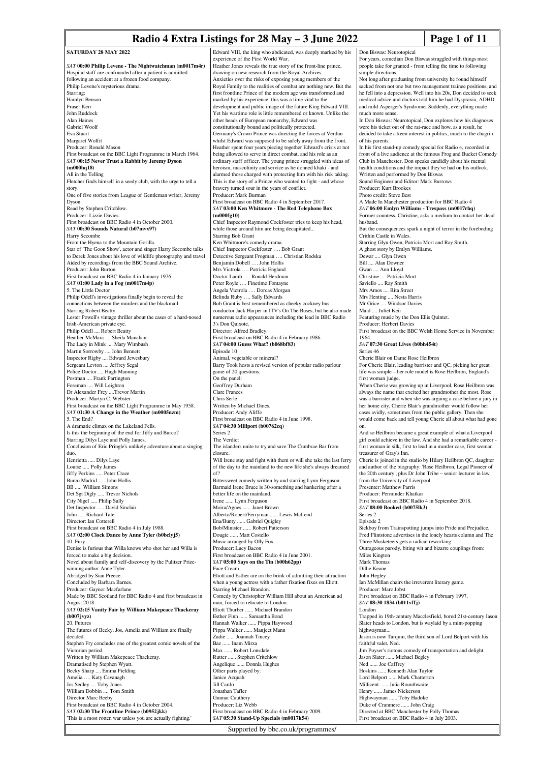# Radio 4 Extra Listings for 28 May – 3 June 2022

## SATURDAY 28 MAY 2022

**SAT 00:00 Philip Levene - The Nightwatchman (m0017m4r)**
Hospital staff are confounded after a patient is admitted following an accident at a frozen food company.
Philip Levene's mysterious drama.
Starring:
Hamlyn Benson
Fraser Kerr
John Ruddock
Alan Haines
Gabriel Woolf
Eva Stuart
Margaret Wolfit
Producer: Ronald Mason
First broadcast on the BBC Light Programme in March 1964.

**SAT 00:15 Never Trust a Rabbit by Jeremy Dyson (m000hq18)**
All in the Telling
Fletcher finds himself in a seedy club, with the urge to tell a story.
One of five stories from League of Gentleman writer, Jeremy Dyson
Read by Stephen Critchlow.
Producer: Lizzie Davies.
First broadcast on BBC Radio 4 in October 2000.

**SAT 00:30 Sounds Natural (b07mvx97)**
Harry Secombe
From the Hyena to the Mountain Gorilla.
Star of 'The Goon Show', actor and singer Harry Secombe talks to Derek Jones about his love of wildlife photography and travel
Aided by recordings from the BBC Sound Archive.
Producer: John Burton.
First broadcast on BBC Radio 4 in January 1976.

**SAT 01:00 Lady in a Fog (m0017m4p)**
5. The Little Doctor
Philip Odell's investigations finally begin to reveal the connections between the murders and the blackmail.
Starring Robert Beatty.
Lester Powell's vintage thriller about the cases of a hard-nosed Irish-American private eye.
Philip Odell .... Robert Beatty
Heather McMara .... Sheila Manahan
The Lady in Mink .... Mary Wimbush
Martin Sorrowby .... John Bennett
Inspector Rigby .... Edward Jewesbury
Sergeant Levton .... Jeffrey Segal
Police Doctor .... Hugh Manning
Postman .... Frank Partington
Foreman .... Will Leighton
Dr Alexander Frey ....Trevor Martin
Producer: Martyn C. Webster
First broadcast on the BBC Light Programme in May 1958.

**SAT 01:30 A Change in the Weather (m0005nzm)**
5. The End?
A dramatic climax on the Lakeland Fells.
Is this the beginning of the end for Jiffy and Burco?
Starring Dilys Laye and Polly James.
Conclusion of Eric Pringle's unlikely adventure about a singing duo.
Henrietta ..... Dilys Laye
Louise ..... Polly James
Jiffy Perkins ..... Peter Craze
Burco Madrid ..... John Hollis
BB ..... William Simons
Det Sgt Digly ..... Trevor Nichols
City Nigel ..... Philip Sully
Det Inspector ..... David Sinclair
John ..... Richard Tate
Director: Ian Cotterell
First broadcast on BBC Radio 4 in July 1988.

**SAT 02:00 Clock Dance by Anne Tyler (b0bclyj5)**
10. Fury
Denise is furious that Willa knows who shot her and Willa is forced to make a big decision.
Novel about family and self-discovery by the Pulitzer Prize-winning author Anne Tyler.
Abridged by Sian Preece.
Concluded by Barbara Barnes.
Producer: Gaynor Macfarlane
Made by BBC Scotland for BBC Radio 4 and first broadcast in August 2018.

**SAT 02:15 Vanity Fair by William Makepeace Thackeray (b007jvyz)**
20. Futures
The futures of Becky, Jos, Amelia and William are finally decided.
Stephen Fry concludes one of the greatest comic novels of the Victorian period.
Written by William Makepeace Thackeray.
Dramatised by Stephen Wyatt.
Becky Sharp .... Emma Fielding
Amelia .... Katy Cavanagh
Jos Sedley .... Toby Jones
William Dobbin .... Tom Smith
Director Marc Beeby
First broadcast on BBC Radio 4 in October 2004.

**SAT 02:30 The Frontline Prince (b0952jkk)**
'This is a most rotten war unless you are actually fighting.'
Edward VIII, the king who abdicated, was deeply marked by his experience of the First World War.
Heather Jones reveals the true story of the front-line prince, drawing on new research from the Royal Archives.
Anxieties over the risks of exposing young members of the Royal Family to the realities of combat are nothing new. But the first frontline Prince of the modern age was transformed and marked by his experience: this was a time vital to the development and public image of the future King Edward VIII.
Yet his wartime role is little remembered or known. Unlike the other heads of European monarchy, Edward was constitutionally bound and politically protected.
Germany's Crown Prince was directing the forces at Verdun whilst Edward was supposed to be safely away from the front.
Heather spent four years piecing together Edward's crisis at not being allowed to serve in direct combat, and his role as an ordinary staff officer. The young prince struggled with ideas of heroism, masculinity and service as he donned khaki - and alarmed those charged with protecting him with his risk taking.
This is the story of a Prince who wanted to fight - and whose bravery turned sour in the years of conflict.
Producer: Mark Burman
First broadcast on BBC Radio 4 in September 2017.

**SAT 03:00 Ken Whitmore - The Red Telephone Box (m000fg10)**
Chief Inspector Raymond Cockfoster tries to keep his head, while those around him are being decapitated...
Starring Bob Grant
Ken Whitmore's comedy drama.
Chief Inspector Cockfoster …. Bob Grant
Detective Sergeant Frogman …. Christian Rodska
Benjamin Dobell …. John Hollis
Mrs Victrola …. Patricia England
Doctor Lamb …. Ronald Herdman
Peter Royle …. Finetime Fontayne
Angela Victrola …. Dorcas Morgan
Belinda Ruby …. Sally Edwards
Bob Grant is best remembered as cheeky cockney bus conductor Jack Harper in ITV's On The Buses, but he also made numerous radio appearances including the lead in BBC Radio 3's Don Quixote.
Director: Alfred Bradley.
First broadcast on BBC Radio 4 in February 1986.

**SAT 04:00 Guess What? (b068bf83)**
Episode 10
Animal, vegetable or mineral?
Barry Took hosts a revised version of popular radio parlour game of 20 questions.
On the panel:
Geoffrey Durham
Clare Frances
Chris Serle
Written by Michael Dines.
Producer: Andy Aliffe
First broadcast on BBC Radio 4 in June 1998.

**SAT 04:30 Millport (b00762cq)**
Series 2
The Verdict
The islanders unite to try and save The Cumbrae Bar from closure.
Will Irene stay and fight with them or will she take the last ferry of the day to the mainland to the new life she's always dreamed of?
Bittersweet comedy written by and starring Lynn Ferguson.
Barmaid Irene Bruce is 30-something and hankering after a better life on the mainland.
Irene ...... Lynn Ferguson
Moira/Agnes ...... Janet Brown
Alberto/Robert/Ferryman ...... Lewis McLeod
Ena/Bunty ...... Gabriel Quigley
Bob/Minister ...... Robert Patterson
Dougie ...... Matt Costello
Music arranged by Olly Fox.
Producer: Lucy Bacon
First broadcast on BBC Radio 4 in June 2001.

**SAT 05:00 Says on the Tin (b00h62pp)**
Face Cream
Eliott and Esther are on the brink of admitting their attraction when a young actress with a father fixation fixes on Eliott.
Starring Michael Brandon.
Comedy by Christopher William Hill about an American ad man, forced to relocate to London.
Eliott Thurber ...... Michael Brandon
Esther Finn ...... Samantha Bond
Hannah Walker ...... Pippa Haywood
Pippa Walker ...... Manjeet Mann
Zadie ...... Joannah Tincey
Baz ...... Inam Mirza
Max ...... Robert Lonsdale
Rutter ...... Stephen Critchlow
Angelique ...... Donnla Hughes
Other parts played by:
Janice Acquah
Jill Cardo
Jonathan Tafler
Gunnar Cauthery
Producer: Liz Webb
First broadcast on BBC Radio 4 in February 2009.

**SAT 05:30 Stand-Up Specials (m0017k54)**
Don Biswas: Neurotopical
For years, comedian Don Biswas struggled with things most people take for granted - from telling the time to following simple directions.
Not long after graduating from university he found himself sacked from not one but two management trainee positions, and he fell into a depression. Well into his 20s, Don decided to seek medical advice and doctors told him he had Dyspraxia, ADHD and mild Asperger's Syndrome. Suddenly, everything made much more sense.
In Don Biswas: Neurotopical, Don explores how his diagnoses were his ticket out of the rat-race and how, as a result, he decided to take a keen interest in politics, much to the chagrin of his parents.
In his first stand-up comedy special for Radio 4, recorded in front of a live audience at the famous Frog and Bucket Comedy Club in Manchester, Don speaks candidly about his mental health conditions and the impact they've had on his outlook.
Written and performed by Don Biswas
Sound Engineer and Editor: Mark Burrows
Producer: Kurt Brookes
Photo credit: Steve Best
A Made In Manchester production for BBC Radio 4

**SAT 06:00 Emlyn Williams - Trespass (m0017rhq)**
Former countess, Christine, asks a medium to contact her dead husband.
But the consequences spark a night of terror in the foreboding Crithin Castle in Wales.
Starring Glyn Owen, Patricia Mort and Ray Smith.
A ghost story by Emlyn Williams.
Dewar .... Glyn Owen
Bill .... Alan Downer
Gwan .... Ann Lloyd
Christine .... Patricia Mort
Saviello .... Ray Smith
Mrs Amos .... Rita Street
Mrs Henting .... Nesta Harris
Mr Grice .... Windsor Davies
Maid .... Juliet Keir
Featuring music by the Don Ellis Quintet.
Producer: Herbert Davies
First broadcast on the BBC Welsh Home Service in November 1964.

**SAT 07:30 Great Lives (b0bh454t)**
Series 46
Cherie Blair on Dame Rose Heilbron
For Cherie Blair, leading barrister and QC, picking her great life was simple – her role model is Rose Heilbron, England's first woman judge.
When Cherie was growing up in Liverpool, Rose Heilbron was always the name that excited her grandmother the most. Rose was a barrister and when she was arguing a case before a jury in her home city, Cherie Blair's grandmother would follow her cases avidly, sometimes from the public gallery. Then she would come back and tell young Cherie all about what had gone on.
And so Heilbron became a great example of what a Liverpool girl could achieve in the law. And she had a remarkable career - first woman in silk, first to lead in a murder case, first woman treasurer of Gray's Inn.
Cherie is joined in the studio by Hilary Heilbron QC, daughter and author of the biography: 'Rose Heilbron, Legal Pioneer of the 20th century'; plus Dr John Tribe – senior lecturer in law from the University of Liverpool.
Presenter: Matthew Parris
Producer: Perminder Khatkar
First broadcast on BBC Radio 4 in September 2018.

**SAT 08:00 Booked (b0075lk3)**
Series 2
Episode 2
Sickboy from Trainspotting jumps into Pride and Prejudice, Fred Flintstone advertises in the lonely hearts column and The Three Musketeers gets a radical reworking.
Outrageous parody, biting wit and bizarre couplings from:
Miles Kington
Mark Thomas
Dillie Keane
John Hegley
Ian McMillan chairs the irreverent literary game.
Producer: Marc Jobst
First broadcast on BBC Radio 4 in February 1997.

**SAT 08:30 1834 (b011vffj)**
London
Trapped in 19th-century Macclesfield, bored 21st-century Jason Slater heads to London, but is waylaid by a mint-popping highwayman...
Jason is now Tarquin, the third son of Lord Belport with his faithful valet, Ned.
Jim Poyser's riotous comedy of transportation and delight.
Jason Slater ...... Michael Begley
Ned ...... Joe Caffrey
Hoskins ...... Kenneth Alan Taylor
Lord Belport ...... Mark Chatterton
Millicent ...... Julia Rounthwaite
Henry ...... James Nickerson
Highwayman ...... Toby Hadoke
Duke of Cranmere ...... John Craig
Directed at BBC Manchester by Polly Thomas.
First broadcast on BBC Radio 4 in July 2003.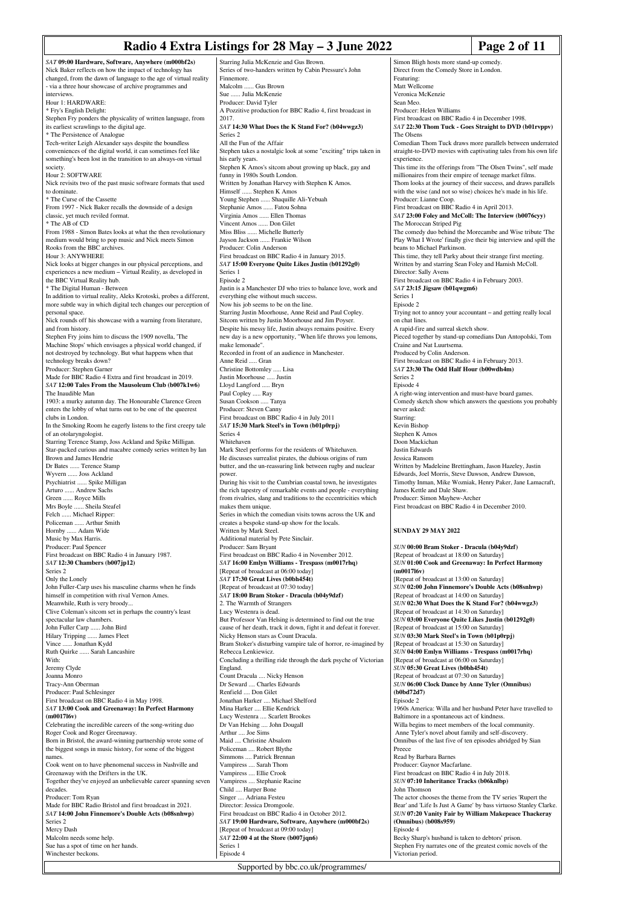*SAT* **09:00 Hardware, Software, Anywhere (m000bf2s)**
Nick Baker reflects on how the impact of technology has changed, from the dawn of language to the age of virtual reality - via a three hour showcase of archive programmes and interviews.
Hour 1: HARDWARE:
* Fry's English Delight:
Stephen Fry ponders the physicality of written language, from its earliest scrawlings to the digital age.
* The Persistence of Analogue
Tech-writer Leigh Alexander says despite the boundless conveniences of the digital world, it can sometimes feel like something's been lost in the transition to an always-on virtual society.
Hour 2: SOFTWARE
Nick revisits two of the past music software formats that used to dominate.
* The Curse of the Cassette
From 1997 - Nick Baker recalls the downside of a design classic, yet much reviled format.
* The AB of CD
From 1988 - Simon Bates looks at what the then revolutionary medium would bring to pop music and Nick meets Simon Rooks from the BBC archives.
Hour 3: ANYWHERE
Nick looks at bigger changes in our physical perceptions, and experiences a new medium – Virtual Reality, as developed in the BBC Virtual Reality hub.
* The Digital Human - Between
In addition to virtual reality, Aleks Krotoski, probes a different, more subtle way in which digital tech changes our perception of personal space.
Nick rounds off his showcase with a warning from literature, and from history.
Stephen Fry joins him to discuss the 1909 novella, 'The Machine Stops' which envisages a physical world changed, if not destroyed by technology. But what happens when that technology breaks down?
Producer: Stephen Garner
Made for BBC Radio 4 Extra and first broadcast in 2019.

*SAT* **12:00 Tales From the Mausoleum Club (b007k1w6)**
The Inaudible Man
1903: a murky autumn day. The Honourable Clarence Green enters the lobby of what turns out to be one of the queerest clubs in London.
In the Smoking Room he eagerly listens to the first creepy tale of an otolaryngologist.
Starring Terence Stamp, Joss Ackland and Spike Milligan.
Star-packed curious and macabre comedy series written by Ian Brown and James Hendrie
Dr Bates ...... Terence Stamp
Wyvern ...... Joss Ackland
Psychiatrist ...... Spike Milligan
Arturo ...... Andrew Sachs
Green ...... Royce Mills
Mrs Boyle ...... Sheila Steafel
Felch ...... Michael Ripper:
Policeman ...... Arthur Smith
Hornby ...... Adam Wide
Music by Max Harris.
Producer: Paul Spencer
First broadcast on BBC Radio 4 in January 1987.

*SAT* **12:30 Chambers (b007jp12)**
Series 2
Only the Lonely
John Fuller-Carp uses his masculine charms when he finds himself in competition with rival Vernon Ames.
Meanwhile, Ruth is very broody...
Clive Coleman's sitcom set in perhaps the country's least spectacular law chambers.
John Fuller Carp ...... John Bird
Hilary Tripping ...... James Fleet
Vince ...... Jonathan Kydd
Ruth Quirke ...... Sarah Lancashire
With:
Jeremy Clyde
Joanna Monro
Tracy-Ann Oberman
Producer: Paul Schlesinger
First broadcast on BBC Radio 4 in May 1998.

*SAT* **13:00 Cook and Greenaway: In Perfect Harmony (m0017l6v)**
Celebrating the incredible careers of the song-writing duo Roger Cook and Roger Greenaway.
Born in Bristol, the award-winning partnership wrote some of the biggest songs in music history, for some of the biggest names.
Cook went on to have phenomenal success in Nashville and Greenaway with the Drifters in the UK.
Together they've enjoyed an unbelievable career spanning seven decades.
Producer: Tom Ryan
Made for BBC Radio Bristol and first broadcast in 2021.

*SAT* **14:00 John Finnemore's Double Acts (b08snhwp)**
Series 2
Mercy Dash
Malcolm needs some help.
Sue has a spot of time on her hands.
Winchester beckons.
Starring Julia McKenzie and Gus Brown.
Series of two-handers written by Cabin Pressure's John Finnemore.
Malcolm ...... Gus Brown
Sue ...... Julia McKenzie
Producer: David Tyler
A Pozzitive production for BBC Radio 4, first broadcast in 2017.

*SAT* **14:30 What Does the K Stand For? (b04wwgz3)**
Series 2
All the Fun of the Affair
Stephen takes a nostalgic look at some "exciting" trips taken in his early years.
Stephen K Amos's sitcom about growing up black, gay and funny in 1980s South London.
Written by Jonathan Harvey with Stephen K Amos.
Himself ...... Stephen K Amos
Young Stephen ...... Shaquille Ali-Yebuah
Stephanie Amos ...... Fatou Sohna
Virginia Amos ...... Ellen Thomas
Vincent Amos ...... Don Gilet
Miss Bliss ...... Michelle Butterly
Jayson Jackson ...... Frankie Wilson
Producer: Colin Anderson
First broadcast on BBC Radio 4 in January 2015.

*SAT* **15:00 Everyone Quite Likes Justin (b01292g0)**
Series 1
Episode 2
Justin is a Manchester DJ who tries to balance love, work and everything else without much success.
Now his job seems to be on the line.
Starring Justin Moorhouse, Anne Reid and Paul Copley.
Sitcom written by Justin Moorhouse and Jim Poyser.
Despite his messy life, Justin always remains positive. Every new day is a new opportunity, "When life throws you lemons, make lemonade".
Recorded in front of an audience in Manchester.
Anne Reid ..... Gran
Christine Bottomley ..... Lisa
Justin Moorhouse ..... Justin
Lloyd Langford ..... Bryn
Paul Copley ..... Ray
Susan Cookson ..... Tanya
Producer: Steven Canny
First broadcast on BBC Radio 4 in July 2011

*SAT* **15:30 Mark Steel's in Town (b01p0rpj)**
Series 4
Whitehaven
Mark Steel performs for the residents of Whitehaven.
He discusses surrealist pirates, the dubious origins of rum butter, and the un-reassuring link between rugby and nuclear power.
During his visit to the Cumbrian coastal town, he investigates the rich tapestry of remarkable events and people - everything from rivalries, slang and traditions to the eccentricities which makes them unique.
Series in which the comedian visits towns across the UK and creates a bespoke stand-up show for the locals.
Written by Mark Steel.
Additional material by Pete Sinclair.
Producer: Sam Bryant
First broadcast on BBC Radio 4 in November 2012.

*SAT* **16:00 Emlyn Williams - Trespass (m0017rhq)**
[Repeat of broadcast at 06:00 today]

*SAT* **17:30 Great Lives (b0bh454t)**
[Repeat of broadcast at 07:30 today]

*SAT* **18:00 Bram Stoker - Dracula (b04y9dzf)**
2. The Warmth of Strangers
Lucy Westenra is dead.
But Professor Van Helsing is determined to find out the true cause of her death, track it down, fight it and defeat it forever.
Nicky Henson stars as Count Dracula.
Bram Stoker's disturbing vampire tale of horror, re-imagined by Rebecca Lenkiewicz.
Concluding a thrilling ride through the dark psyche of Victorian England.
Count Dracula .... Nicky Henson
Dr Seward .... Charles Edwards
Renfield .... Don Gilet
Jonathan Harker .... Michael Shelford
Mina Harker .... Ellie Kendrick
Lucy Westenra .... Scarlett Brookes
Dr Van Helsing .... John Dougall
Arthur .... Joe Sims
Maid .... Christine Absalom
Policeman .... Robert Blythe
Simmons .... Patrick Brennan
Vampiress .... Sarah Thom
Vampiress .... Ellie Crook
Vampiress .... Stephanie Racine
Child .... Harper Bone
Singer .... Adriana Festeu
Director: Jessica Dromgoole.
First broadcast on BBC Radio 4 in October 2012.

*SAT* **19:00 Hardware, Software, Anywhere (m000bf2s)**
[Repeat of broadcast at 09:00 today]

*SAT* **22:00 4 at the Store (b007jqn6)**
Series 1
Episode 4
Simon Bligh hosts more stand-up comedy.
Direct from the Comedy Store in London.
Featuring:
Matt Wellcome
Veronica McKenzie
Sean Meo.
Producer: Helen Williams
First broadcast on BBC Radio 4 in December 1998.

*SAT* **22:30 Thom Tuck - Goes Straight to DVD (b01rvppv)**
The Olsens
Comedian Thom Tuck draws more parallels between underrated straight-to-DVD movies with captivating tales from his own life experience.
This time its the offerings from "The Olsen Twins", self made millionaires from their empire of teenage market films.
Thom looks at the journey of their success, and draws parallels with the wise (and not so wise) choices he's made in his life.
Producer: Lianne Coop.
First broadcast on BBC Radio 4 in April 2013.

*SAT* **23:00 Foley and McColl: The Interview (b0076cyy)**
The Moroccan Striped Pig
The comedy duo behind the Morecambe and Wise tribute 'The Play What I Wrote' finally give their big interview and spill the beans to Michael Parkinson.
This time, they tell Parky about their strange first meeting.
Written by and starring Sean Foley and Hamish McColl.
Director: Sally Avens
First broadcast on BBC Radio 4 in February 2003.

*SAT* **23:15 Jigsaw (b01qwgm6)**
Series 1
Episode 2
Trying not to annoy your accountant – and getting really local on chat lines.
A rapid-fire and surreal sketch show.
Pieced together by stand-up comedians Dan Antopolski, Tom Craine and Nat Luurtsema.
Produced by Colin Anderson.
First broadcast on BBC Radio 4 in February 2013.

*SAT* **23:30 The Odd Half Hour (b00wdh4m)**
Series 2
Episode 4
A right-wing intervention and must-have board games.
Comedy sketch show which answers the questions you probably never asked:
Starring:
Kevin Bishop
Stephen K Amos
Doon Mackichan
Justin Edwards
Jessica Ransom
Written by Madeleine Brettingham, Jason Hazeley, Justin Edwards, Joel Morris, Steve Dawson, Andrew Dawson, Timothy Inman, Mike Wozniak, Henry Paker, Jane Lamacraft, James Kettle and Dale Shaw.
Producer: Simon Mayhew-Archer
First broadcast on BBC Radio 4 in December 2010.

## SUNDAY 29 MAY 2022

*SUN* **00:00 Bram Stoker - Dracula (b04y9dzf)**
[Repeat of broadcast at 18:00 on Saturday]

*SUN* **01:00 Cook and Greenaway: In Perfect Harmony (m0017l6v)**
[Repeat of broadcast at 13:00 on Saturday]

*SUN* **02:00 John Finnemore's Double Acts (b08snhwp)**
[Repeat of broadcast at 14:00 on Saturday]

*SUN* **02:30 What Does the K Stand For? (b04wwgz3)**
[Repeat of broadcast at 14:30 on Saturday]

*SUN* **03:00 Everyone Quite Likes Justin (b01292g0)**
[Repeat of broadcast at 15:00 on Saturday]

*SUN* **03:30 Mark Steel's in Town (b01p0rpj)**
[Repeat of broadcast at 15:30 on Saturday]

*SUN* **04:00 Emlyn Williams - Trespass (m0017rhq)**
[Repeat of broadcast at 06:00 on Saturday]

*SUN* **05:30 Great Lives (b0bh454t)**
[Repeat of broadcast at 07:30 on Saturday]

*SUN* **06:00 Clock Dance by Anne Tyler (Omnibus) (b0bd72d7)**
Episode 2
1960s America: Willa and her husband Peter have travelled to Baltimore in a spontaneous act of kindness.
Willa begins to meet members of the local community.
Anne Tyler's novel about family and self-discovery.
Omnibus of the last five of ten episodes abridged by Sian Preece
Read by Barbara Barnes
Producer: Gaynor Macfarlane.
First broadcast on BBC Radio 4 in July 2018.

*SUN* **07:10 Inheritance Tracks (b06knlbp)**
John Thomson
The actor chooses the theme from the TV series 'Rupert the Bear' and 'Life Is Just A Game' by bass virtuoso Stanley Clarke.

*SUN* **07:20 Vanity Fair by William Makepeace Thackeray (Omnibus) (b008s959)**
Episode 4
Becky Sharp's husband is taken to debtors' prison.
Stephen Fry narrates one of the greatest comic novels of the Victorian period.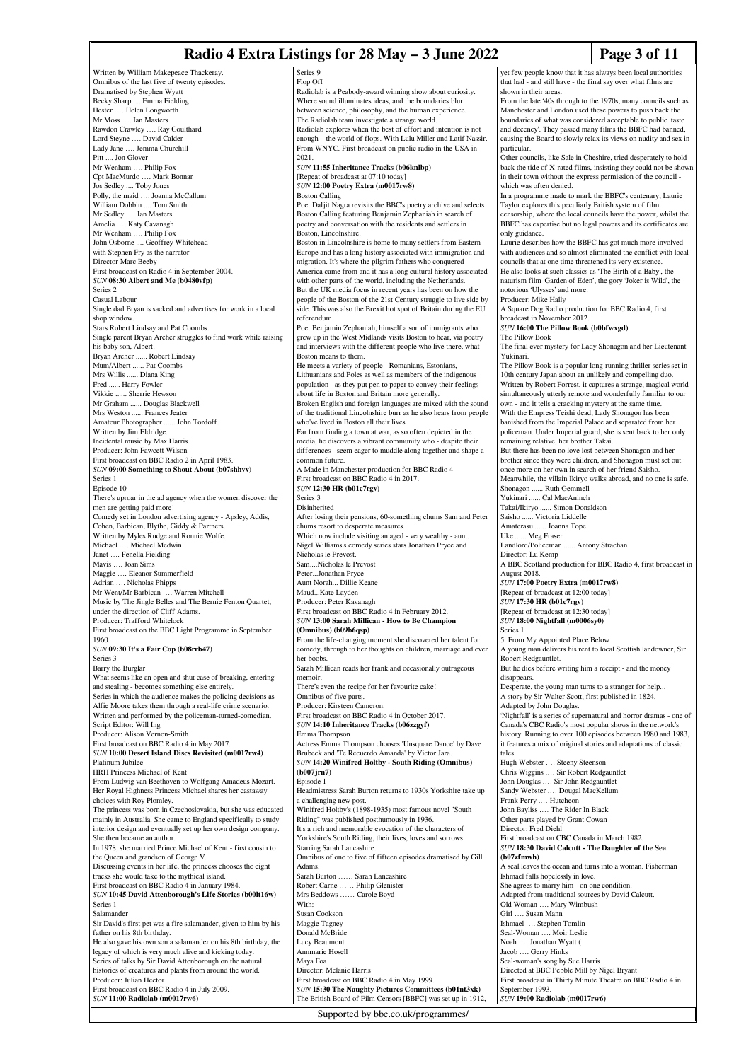Written by William Makepeace Thackeray.
Omnibus of the last five of twenty episodes.
Dramatised by Stephen Wyatt
Becky Sharp .... Emma Fielding
Hester …. Helen Longworth
Mr Moss …. Ian Masters
Rawdon Crawley …. Ray Coulthard
Lord Steyne …. David Calder
Lady Jane …. Jemma Churchill
Pitt .... Jon Glover
Mr Wenham …. Philip Fox
Cpt MacMurdo …. Mark Bonnar
Jos Sedley .... Toby Jones
Polly, the maid …. Joanna McCallum
William Dobbin .... Tom Smith
Mr Sedley …. Ian Masters
Amelia …. Katy Cavanagh
Mr Wenham …. Philip Fox
John Osborne .... Geoffrey Whitehead
with Stephen Fry as the narrator
Director Marc Beeby
First broadcast on Radio 4 in September 2004.

***SUN* 08:30 Albert and Me (b0480vfp)**
Series 2
Casual Labour
Single dad Bryan is sacked and advertises for work in a local shop window.
Stars Robert Lindsay and Pat Coombs.
Single parent Bryan Archer struggles to find work while raising his baby son, Albert.
Bryan Archer ...... Robert Lindsay
Mum/Albert ...... Pat Coombs
Mrs Willis ...... Diana King
Fred ...... Harry Fowler
Vikkie ...... Sherrie Hewson
Mr Graham ...... Douglas Blackwell
Mrs Weston ...... Frances Jeater
Amateur Photographer ...... John Tordoff.
Written by Jim Eldridge.
Incidental music by Max Harris.
Producer: John Fawcett Wilson
First broadcast on BBC Radio 2 in April 1983.

***SUN* 09:00 Something to Shout About (b07shhvv)**
Series 1
Episode 10
There's uproar in the ad agency when the women discover the men are getting paid more!
Comedy set in London advertising agency - Apsley, Addis, Cohen, Barbican, Blythe, Giddy & Partners.
Written by Myles Rudge and Ronnie Wolfe.
Michael …. Michael Medwin
Janet …. Fenella Fielding
Mavis …. Joan Sims
Maggie …. Eleanor Summerfield
Adrian …. Nicholas Phipps
Mr Went/Mr Barbican …. Warren Mitchell
Music by The Jingle Belles and The Bernie Fenton Quartet, under the direction of Cliff Adams.
Producer: Trafford Whitelock
First broadcast on the BBC Light Programme in September 1960.

***SUN* 09:30 It's a Fair Cop (b08rrb47)**
Series 3
Barry the Burglar
What seems like an open and shut case of breaking, entering and stealing - becomes something else entirely.
Series in which the audience makes the policing decisions as Alfie Moore takes them through a real-life crime scenario.
Written and performed by the policeman-turned-comedian.
Script Editor: Will Ing
Producer: Alison Vernon-Smith
First broadcast on BBC Radio 4 in May 2017.

***SUN* 10:00 Desert Island Discs Revisited (m0017rw4)**
Platinum Jubilee
HRH Princess Michael of Kent
From Ludwig van Beethoven to Wolfgang Amadeus Mozart. Her Royal Highness Princess Michael shares her castaway choices with Roy Plomley.
The princess was born in Czechoslovakia, but she was educated mainly in Australia. She came to England specifically to study interior design and eventually set up her own design company. She then became an author.
In 1978, she married Prince Michael of Kent - first cousin to the Queen and grandson of George V.
Discussing events in her life, the princess chooses the eight tracks she would take to the mythical island.
First broadcast on BBC Radio 4 in January 1984.

***SUN* 10:45 David Attenborough's Life Stories (b00lt16w)**
Series 1
Salamander
Sir David's first pet was a fire salamander, given to him by his father on his 8th birthday.
He also gave his own son a salamander on his 8th birthday, the legacy of which is very much alive and kicking today.
Series of talks by Sir David Attenborough on the natural histories of creatures and plants from around the world.
Producer: Julian Hector
First broadcast on BBC Radio 4 in July 2009.

***SUN* 11:00 Radiolab (m0017rw6)**
Series 9
Flop Off
Radiolab is a Peabody-award winning show about curiosity. Where sound illuminates ideas, and the boundaries blur between science, philosophy, and the human experience.
The Radiolab team investigate a strange world.
Radiolab explores when the best of effort and intention is not enough – the world of flops. With Lulu Miller and Latif Nassir.
From WNYC. First broadcast on public radio in the USA in 2021.

***SUN* 11:55 Inheritance Tracks (b06knlbp)**
[Repeat of broadcast at 07:10 today]

***SUN* 12:00 Poetry Extra (m0017rw8)**
Boston Calling
Poet Daljit Nagra revisits the BBC's poetry archive and selects Boston Calling featuring Benjamin Zephaniah in search of poetry and conversation with the residents and settlers in Boston, Lincolnshire.
Boston in Lincolnshire is home to many settlers from Eastern Europe and has a long history associated with immigration and migration. It's where the pilgrim fathers who conquered America came from and it has a long cultural history associated with other parts of the world, including the Netherlands.
But the UK media focus in recent years has been on how the people of the Boston of the 21st Century struggle to live side by side. This was also the Brexit hot spot of Britain during the EU referendum.
Poet Benjamin Zephaniah, himself a son of immigrants who grew up in the West Midlands visits Boston to hear, via poetry and interviews with the different people who live there, what Boston means to them.
He meets a variety of people - Romanians, Estonians, Lithuanians and Poles as well as members of the indigenous population - as they put pen to paper to convey their feelings about life in Boston and Britain more generally.
Broken English and foreign languages are mixed with the sound of the traditional Lincolnshire burr as he also hears from people who've lived in Boston all their lives.
Far from finding a town at war, as so often depicted in the media, he discovers a vibrant community who - despite their differences - seem eager to muddle along together and shape a common future.
A Made in Manchester production for BBC Radio 4
First broadcast on BBC Radio 4 in 2017.

***SUN* 12:30 HR (b01c7rgv)**
Series 3
Disinherited
After losing their pensions, 60-something chums Sam and Peter chums resort to desperate measures.
Which now include visiting an aged - very wealthy - aunt.
Nigel Williams's comedy series stars Jonathan Pryce and Nicholas le Prevost.
Sam....Nicholas le Prevost
Peter...Jonathan Pryce
Aunt Norah... Dillie Keane
Maud...Kate Layden
Producer: Peter Kavanagh
First broadcast on BBC Radio 4 in February 2012.

***SUN* 13:00 Sarah Millican - How to Be Champion (Omnibus) (b09b6qsp)**
From the life-changing moment she discovered her talent for comedy, through to her thoughts on children, marriage and even her boobs.
Sarah Millican reads her frank and occasionally outrageous memoir.
There's even the recipe for her favourite cake!
Omnibus of five parts.
Producer: Kirsteen Cameron.
First broadcast on BBC Radio 4 in October 2017.

***SUN* 14:10 Inheritance Tracks (b06zzgyf)**
Emma Thompson
Actress Emma Thompson chooses 'Unsquare Dance' by Dave Brubeck and 'Te Recuerdo Amanda' by Victor Jara.

***SUN* 14:20 Winifred Holtby - South Riding (Omnibus) (b007jrn7)**
Episode 1
Headmistress Sarah Burton returns to 1930s Yorkshire take up a challenging new post.
Winifred Holtby's (1898-1935) most famous novel "South Riding" was published posthumously in 1936.
It's a rich and memorable evocation of the characters of Yorkshire's South Riding, their lives, loves and sorrows.
Starring Sarah Lancashire.
Omnibus of one to five of fifteen episodes dramatised by Gill Adams.
Sarah Burton …… Sarah Lancashire
Robert Carne …… Philip Glenister
Mrs Beddows …… Carole Boyd
With:
Susan Cookson
Maggie Tagney
Donald McBride
Lucy Beaumont
Annmarie Hosell
Maya Foa
Director: Melanie Harris
First broadcast on BBC Radio 4 in May 1999.

***SUN* 15:30 The Naughty Pictures Committees (b01nt3xk)**
The British Board of Film Censors [BBFC] was set up in 1912, yet few people know that it has always been local authorities that had - and still have - the final say over what films are shown in their areas.
From the late '40s through to the 1970s, many councils such as Manchester and London used these powers to push back the boundaries of what was considered acceptable to public 'taste and decency'. They passed many films the BBFC had banned, causing the Board to slowly relax its views on nudity and sex in particular.
Other councils, like Sale in Cheshire, tried desperately to hold back the tide of X-rated films, insisting they could not be shown in their town without the express permission of the council - which was often denied.
In a programme made to mark the BBFC's centenary, Laurie Taylor explores this peculiarly British system of film censorship, where the local councils have the power, whilst the BBFC has expertise but no legal powers and its certificates are only guidance.
Laurie describes how the BBFC has got much more involved with audiences and so almost eliminated the conflict with local councils that at one time threatened its very existence.
He also looks at such classics as 'The Birth of a Baby', the naturism film 'Garden of Eden', the gory 'Joker is Wild', the notorious 'Ulysses' and more.
Producer: Mike Hally
A Square Dog Radio production for BBC Radio 4, first broadcast in November 2012.

***SUN* 16:00 The Pillow Book (b0bfwxgd)**
The Pillow Book
The final ever mystery for Lady Shonagon and her Lieutenant Yukinari.
The Pillow Book is a popular long-running thriller series set in 10th century Japan about an unlikely and compelling duo.
Written by Robert Forrest, it captures a strange, magical world - simultaneously utterly remote and wonderfully familiar to our own - and it tells a cracking mystery at the same time.
With the Empress Teishi dead, Lady Shonagon has been banished from the Imperial Palace and separated from her policeman. Under Imperial guard, she is sent back to her only remaining relative, her brother Takai.
But there has been no love lost between Shonagon and her brother since they were children, and Shonagon must set out once more on her own in search of her friend Saisho.
Meanwhile, the villain Ikiryo walks abroad, and no one is safe.
Shonagon ...... Ruth Gemmell
Yukinari ...... Cal MacAninch
Takai/Ikiryo ...... Simon Donaldson
Saisho ...... Victoria Liddelle
Amaterasu ...... Joanna Tope
Uke ...... Meg Fraser
Landlord/Policeman ...... Antony Strachan
Director: Lu Kemp
A BBC Scotland production for BBC Radio 4, first broadcast in August 2018.

***SUN* 17:00 Poetry Extra (m0017rw8)**
[Repeat of broadcast at 12:00 today]

***SUN* 17:30 HR (b01c7rgv)**
[Repeat of broadcast at 12:30 today]

***SUN* 18:00 Nightfall (m0006sy0)**
Series 1
5. From My Appointed Place Below
A young man delivers his rent to local Scottish landowner, Sir Robert Redgauntlet.
But he dies before writing him a receipt - and the money disappears.
Desperate, the young man turns to a stranger for help...
A story by Sir Walter Scott, first published in 1824.
Adapted by John Douglas.
'Nightfall' is a series of supernatural and horror dramas - one of Canada's CBC Radio's most popular shows in the network's history. Running to over 100 episodes between 1980 and 1983, it features a mix of original stories and adaptations of classic tales.
Hugh Webster …. Steeny Steenson
Chris Wiggins …. Sir Robert Redgauntlet
John Douglas …. Sir John Redgauntlet
Sandy Webster …. Dougal MacKellum
Frank Perry …. Hutcheon
John Bayliss …. The Rider In Black
Other parts played by Grant Cowan
Director: Fred Diehl
First broadcast on CBC Canada in March 1982.

***SUN* 18:30 David Calcutt - The Daughter of the Sea (b07zfmwh)**
A seal leaves the ocean and turns into a woman. Fisherman Ishmael falls hopelessly in love.
She agrees to marry him - on one condition.
Adapted from traditional sources by David Calcutt.
Old Woman …. Mary Wimbush
Girl …. Susan Mann
Ishmael …. Stephen Tomlin
Seal-Woman …. Moir Leslie
Noah …. Jonathan Wyatt (
Jacob …. Gerry Hinks
Seal-woman's song by Sue Harris
Directed at BBC Pebble Mill by Nigel Bryant
First broadcast in Thirty Minute Theatre on BBC Radio 4 in September 1993.

***SUN* 19:00 Radiolab (m0017rw6)**

Supported by bbc.co.uk/programmes/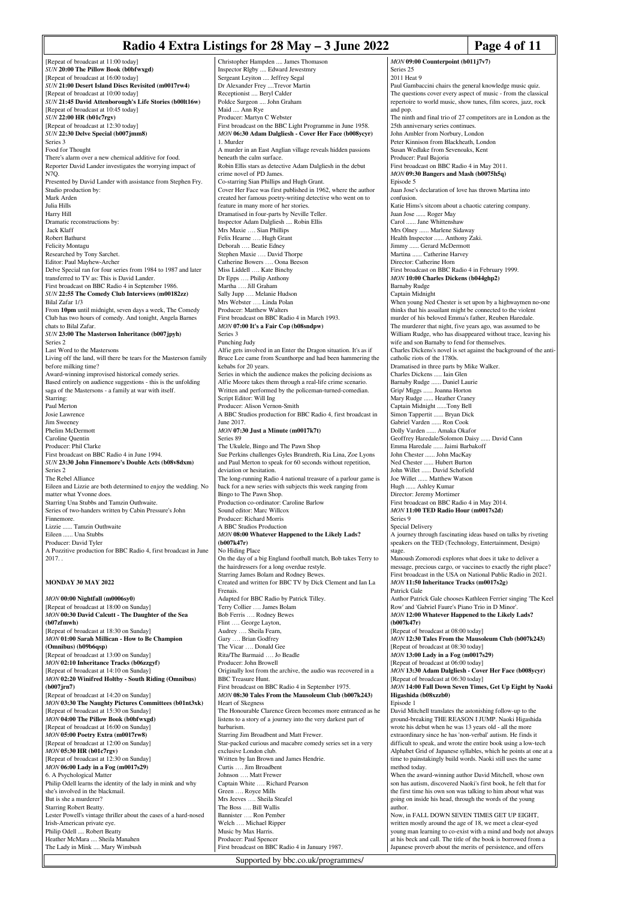[Repeat of broadcast at 11:00 today]

*SUN* **20:00 The Pillow Book (b0bfwxgd)**

[Repeat of broadcast at 16:00 today]

*SUN* **21:00 Desert Island Discs Revisited (m0017rw4)**

[Repeat of broadcast at 10:00 today]

*SUN* **21:45 David Attenborough's Life Stories (b00lt16w)**

[Repeat of broadcast at 10:45 today]

*SUN* **22:00 HR (b01c7rgv)**

[Repeat of broadcast at 12:30 today]

*SUN* **22:30 Delve Special (b007jmm8)**

Series 3

Food for Thought

There's alarm over a new chemical additive for food.

Reporter David Lander investigates the worrying impact of N7Q.

Presented by David Lander with assistance from Stephen Fry.

Studio production by:

Mark Arden

Julia Hills

Harry Hill

Dramatic reconstructions by:

Jack Klaff

Robert Bathurst

Felicity Montagu

Researched by Tony Sarchet.

Editor: Paul Mayhew-Archer

Delve Special ran for four series from 1984 to 1987 and later transferred to TV as: This is David Lander.

First broadcast on BBC Radio 4 in September 1986.

*SUN* **22:55 The Comedy Club Interviews (m00182zz)**

Bilal Zafar 1/3

From **10pm** until midnight, seven days a week, The Comedy Club has two hours of comedy. And tonight, Angela Barnes chats to Bilal Zafar.

*SUN* **23:00 The Masterson Inheritance (b007jpyh)**

Series 2

Last Word to the Mastersons

Living off the land, will there be tears for the Masterson family before milking time?

Award-winning improvised historical comedy series.

Based entirely on audience suggestions - this is the unfolding saga of the Mastersons - a family at war with itself.

Starring:

Paul Merton

Josie Lawrence

Jim Sweeney

Phelim McDermott

Caroline Quentin

Producer: Phil Clarke

First broadcast on BBC Radio 4 in June 1994.

*SUN* **23:30 John Finnemore's Double Acts (b08v8dxm)**

Series 2

The Rebel Alliance

Eileen and Lizzie are both determined to enjoy the wedding. No matter what Yvonne does.

Starring Una Stubbs and Tamzin Outhwaite.

Series of two-handers written by Cabin Pressure's John Finnemore.

Lizzie ...... Tamzin Outhwaite

Eileen ...... Una Stubbs

Producer: David Tyler

A Pozzitive production for BBC Radio 4, first broadcast in June 2017. .

## MONDAY 30 MAY 2022

*MON* **00:00 Nightfall (m0006sy0)**

[Repeat of broadcast at 18:00 on Sunday]

*MON* **00:30 David Calcutt - The Daughter of the Sea (b07zfmwh)**

[Repeat of broadcast at 18:30 on Sunday]

*MON* **01:00 Sarah Millican - How to Be Champion (Omnibus) (b09b6qsp)**

[Repeat of broadcast at 13:00 on Sunday]

*MON* **02:10 Inheritance Tracks (b06zzgyf)**

[Repeat of broadcast at 14:10 on Sunday]

*MON* **02:20 Winifred Holtby - South Riding (Omnibus) (b007jrn7)**

[Repeat of broadcast at 14:20 on Sunday]

*MON* **03:30 The Naughty Pictures Committees (b01nt3xk)**

[Repeat of broadcast at 15:30 on Sunday]

*MON* **04:00 The Pillow Book (b0bfwxgd)**

[Repeat of broadcast at 16:00 on Sunday]

*MON* **05:00 Poetry Extra (m0017rw8)**

[Repeat of broadcast at 12:00 on Sunday]

*MON* **05:30 HR (b01c7rgv)**

[Repeat of broadcast at 12:30 on Sunday]

*MON* **06:00 Lady in a Fog (m0017s29)**

6. A Psychological Matter

Philip Odell learns the identity of the lady in mink and why she's involved in the blackmail.

But is she a murderer?

Starring Robert Beatty.

Lester Powell's vintage thriller about the cases of a hard-nosed Irish-American private eye.

Philip Odell .... Robert Beatty

Heather McMara .... Sheila Manahen

The Lady in Mink .... Mary Wimbush

Christopher Hampden .... James Thomason

Inspector Rigby .... Edward Jewestmry

Sergeant Leyiton .... Jeffrey Segal

Dr Alexander Frey ....Trevor Martin

Receptionist .... Beryl Calder

Poldce Surgeon .... John Graham

Maid .... Ann Rye

Producer: Martyn C Webster

First broadcast on the BBC Light Programme in June 1958.

*MON* **06:30 Adam Dalgliesh - Cover Her Face (b008ycyr)**

1. Murder

A murder in an East Anglian village reveals hidden passions beneath the calm surface.

Robin Ellis stars as detective Adam Dalgliesh in the debut crime novel of PD James.

Co-starring Sian Phillips and Hugh Grant.

Cover Her Face was first published in 1962, where the author created her famous poetry-writing detective who went on to feature in many more of her stories.

Dramatised in four-parts by Neville Teller.

Inspector Adam Dalgliesh .... Robin Ellis

Mrs Maxie …. Sian Phillips

Felix Hearne …. Hugh Grant

Deborah …. Beatie Edney

Stephen Maxie …. David Thorpe

Catherine Bowers …. Oona Beeson

Miss Liddell …. Kate Binchy

Dr Epps …. Philip Anthony

Martha …. Jill Graham

Sally Jupp …. Melanie Hudson

Mrs Webster …. Linda Polan

Producer: Matthew Walters

First broadcast on BBC Radio 4 in March 1993.

*MON* **07:00 It's a Fair Cop (b08sndpw)**

Series 3

Punching Judy

Alfie gets involved in an Enter the Dragon situation. It's as if Bruce Lee came from Scunthorpe and had been hammering the kebabs for 20 years.

Series in which the audience makes the policing decisions as Alfie Moore takes them through a real-life crime scenario.

Written and performed by the policeman-turned-comedian.

Script Editor: Will Ing

Producer: Alison Vernon-Smith

A BBC Studios production for BBC Radio 4, first broadcast in June 2017.

*MON* **07:30 Just a Minute (m0017k7t)**

Series 89

The Ukulele, Bingo and The Pawn Shop

Sue Perkins challenges Gyles Brandreth, Ria Lina, Zoe Lyons and Paul Merton to speak for 60 seconds without repetition, deviation or hesitation.

The long-running Radio 4 national treasure of a parlour game is back for a new series with subjects this week ranging from Bingo to The Pawn Shop.

Production co-ordinator: Caroline Barlow

Sound editor: Marc Willcox

Producer: Richard Morris

A BBC Studios Production

*MON* **08:00 Whatever Happened to the Likely Lads? (b007k47r)**

No Hiding Place

On the day of a big England football match, Bob takes Terry to the hairdressers for a long overdue restyle.

Starring James Bolam and Rodney Bewes.

Created and written for BBC TV by Dick Clement and Ian La Frenais.

Adapted for BBC Radio by Patrick Tilley.

Terry Collier …. James Bolam

Bob Ferris …. Rodney Bewes

Flint …. George Layton,

Audrey …. Sheila Fearn,

Gary …. Brian Godfrey

The Vicar …. Donald Gee

Rita/The Barmaid …. Jo Beadle

Producer: John Browell

Originally lost from the archive, the audio was recovered in a BBC Treasure Hunt.

First broadcast on BBC Radio 4 in September 1975.

*MON* **08:30 Tales From the Mausoleum Club (b007k243)**

Heart of Skegness

The Honourable Clarence Green becomes more entranced as he listens to a story of a journey into the very darkest part of barbarism.

Starring Jim Broadbent and Matt Frewer.

Star-packed curious and macabre comedy series set in a very exclusive London club.

Written by Ian Brown and James Hendrie.

Curtis …. Jim Broadbent

Johnson …. Matt Frewer

Captain White …. Richard Pearson

Green …. Royce Mills

Mrs Jeeves …. Sheila Steafel

The Boss …. Bill Wallis

Bannister …. Ron Pember

Welch …. Michael Ripper

Music by Max Harris.

Producer: Paul Spencer

First broadcast on BBC Radio 4 in January 1987.

*MON* **09:00 Counterpoint (b011j7v7)**

Series 25

2011 Heat 9

Paul Gambaccini chairs the general knowledge music quiz.

The questions cover every aspect of music - from the classical repertoire to world music, show tunes, film scores, jazz, rock and pop.

The ninth and final trio of 27 competitors are in London as the 25th anniversary series continues.

John Ambler from Norbury, London

Peter Kinnison from Blackheath, London

Susan Wedlake from Sevenoaks, Kent

Producer: Paul Bajoria

First broadcast on BBC Radio 4 in May 2011.

*MON* **09:30 Bangers and Mash (b0075h5q)**

Episode 5

Juan Jose's declaration of love has thrown Martina into confusion.

Katie Hims's sitcom about a chaotic catering company.

Juan Jose ...... Roger May

Carol ...... Jane Whittenshaw

Mrs Olney ...... Marlene Sidaway

Health Inspector ...... Anthony Zaki.

Jimmy ...... Gerard McDermott

Martina ...... Catherine Harvey

Director: Catherine Horn

First broadcast on BBC Radio 4 in February 1999.

*MON* **10:00 Charles Dickens (b044ghp2)**

Barnaby Rudge

Captain Midnight

When young Ned Chester is set upon by a highwaymen no-one thinks that his assailant might be connected to the violent murder of his beloved Emma's father, Reuben Haredale.

The murderer that night, five years ago, was assumed to be William Rudge, who has disappeared without trace, leaving his wife and son Barnaby to fend for themselves.

Charles Dickens's novel is set against the background of the anti-catholic riots of the 1780s.

Dramatised in three parts by Mike Walker.

Charles Dickens ..... Iain Glen

Barnaby Rudge ...... Daniel Laurie

Grip/ Miggs ...... Joanna Horton

Mary Rudge ...... Heather Craney

Captain Midnight ......Tony Bell

Simon Tappertit ...... Bryan Dick

Gabriel Varden ...... Ron Cook

Dolly Varden ...... Amaka Okafor

Geoffrey Haredale/Solomon Daisy ...... David Cann

Emma Haredale ...... Jaimi Barbakoff

John Chester ...... John MacKay

Ned Chester ...... Hubert Burton

John Willet ...... David Schofield

Joe Willet ...... Matthew Watson

Hugh ...... Ashley Kumar

Director: Jeremy Mortimer

First broadcast on BBC Radio 4 in May 2014.

*MON* **11:00 TED Radio Hour (m0017s2d)**

Series 9

Special Delivery

A journey through fascinating ideas based on talks by riveting speakers on the TED (Technology, Entertainment, Design) stage.

Manoush Zomorodi explores what does it take to deliver a message, precious cargo, or vaccines to exactly the right place?

First broadcast in the USA on National Public Radio in 2021.

*MON* **11:50 Inheritance Tracks (m0017s2g)**

Patrick Gale

Author Patrick Gale chooses Kathleen Ferrier singing 'The Keel Row' and 'Gabriel Faure's Piano Trio in D Minor'.

*MON* **12:00 Whatever Happened to the Likely Lads? (b007k47r)**

[Repeat of broadcast at 08:00 today]

*MON* **12:30 Tales From the Mausoleum Club (b007k243)**

[Repeat of broadcast at 08:30 today]

*MON* **13:00 Lady in a Fog (m0017s29)**

[Repeat of broadcast at 06:00 today]

*MON* **13:30 Adam Dalgliesh - Cover Her Face (b008ycyr)**

[Repeat of broadcast at 06:30 today]

*MON* **14:00 Fall Down Seven Times, Get Up Eight by Naoki Higashida (b08xzzb0)**

Episode 1

David Mitchell translates the astonishing follow-up to the ground-breaking THE REASON I JUMP. Naoki Higashida wrote his debut when he was 13 years old - all the more extraordinary since he has 'non-verbal' autism. He finds it difficult to speak, and wrote the entire book using a low-tech Alphabet Grid of Japanese syllables, which he points at one at a time to painstakingly build words. Naoki still uses the same method today.

When the award-winning author David Mitchell, whose own son has autism, discovered Naoki's first book, he felt that for the first time his own son was talking to him about what was going on inside his head, through the words of the young author.

Now, in FALL DOWN SEVEN TIMES GET UP EIGHT, written mostly around the age of 18, we meet a clear-eyed young man learning to co-exist with a mind and body not always at his beck and call. The title of the book is borrowed from a Japanese proverb about the merits of persistence, and offers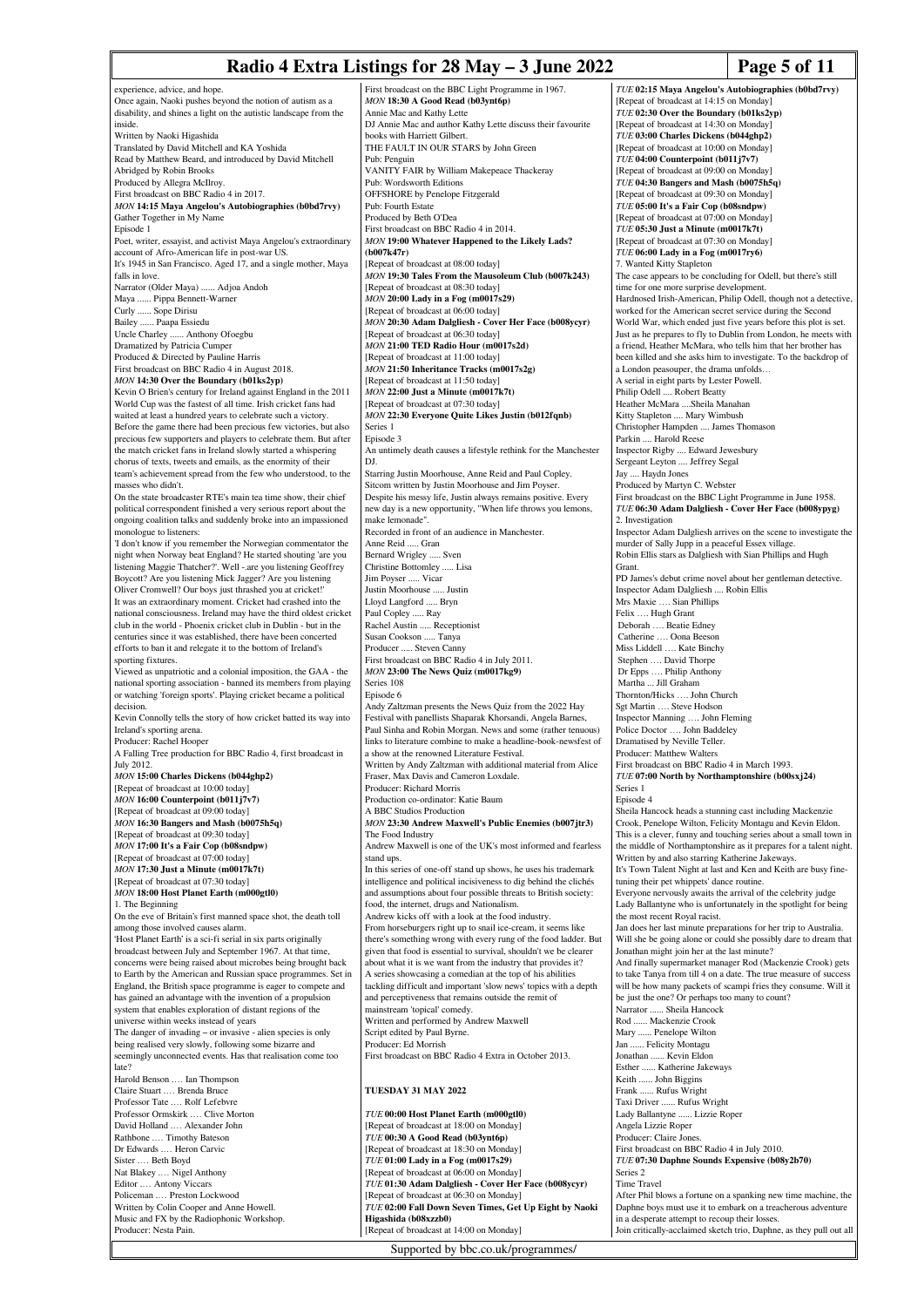experience, advice, and hope.

Once again, Naoki pushes beyond the notion of autism as a disability, and shines a light on the autistic landscape from the inside.

Written by Naoki Higashida

Translated by David Mitchell and KA Yoshida

Read by Matthew Beard, and introduced by David Mitchell

Abridged by Robin Brooks

Produced by Allegra McIlroy.

First broadcast on BBC Radio 4 in 2017.

*MON* **14:15 Maya Angelou's Autobiographies (b0bd7rvy)**

Gather Together in My Name

Episode 1

Poet, writer, essayist, and activist Maya Angelou's extraordinary account of Afro-American life in post-war US.

It's 1945 in San Francisco. Aged 17, and a single mother, Maya falls in love.

Narrator (Older Maya) ...... Adjoa Andoh

Maya ...... Pippa Bennett-Warner

Curly ...... Sope Dirisu

Bailey ...... Paapa Essiedu

Uncle Charley ...... Anthony Ofoegbu

Dramatized by Patricia Cumper

Produced & Directed by Pauline Harris

First broadcast on BBC Radio 4 in August 2018.

*MON* **14:30 Over the Boundary (b01ks2yp)**

Kevin O Brien's century for Ireland against England in the 2011 World Cup was the fastest of all time. Irish cricket fans had waited at least a hundred years to celebrate such a victory. Before the game there had been precious few victories, but also precious few supporters and players to celebrate them. But after the match cricket fans in Ireland slowly started a whispering chorus of texts, tweets and emails, as the enormity of their team's achievement spread from the few who understood, to the masses who didn't.

On the state broadcaster RTE's main tea time show, their chief political correspondent finished a very serious report about the ongoing coalition talks and suddenly broke into an impassioned monologue to listeners:

'I don't know if you remember the Norwegian commentator the night when Norway beat England? He started shouting 'are you listening Maggie Thatcher?'. Well -.are you listening Geoffrey Boycott? Are you listening Mick Jagger? Are you listening Oliver Cromwell? Our boys just thrashed you at cricket!'

It was an extraordinary moment. Cricket had crashed into the national consciousness. Ireland may have the third oldest cricket club in the world - Phoenix cricket club in Dublin - but in the centuries since it was established, there have been concerted efforts to ban it and relegate it to the bottom of Ireland's sporting fixtures.

Viewed as unpatriotic and a colonial imposition, the GAA - the national sporting association - banned its members from playing or watching 'foreign sports'. Playing cricket became a political decision.

Kevin Connolly tells the story of how cricket batted its way into Ireland's sporting arena.

Producer: Rachel Hooper

A Falling Tree production for BBC Radio 4, first broadcast in July 2012.

*MON* **15:00 Charles Dickens (b044ghp2)**

[Repeat of broadcast at 10:00 today]

*MON* **16:00 Counterpoint (b011j7v7)**

[Repeat of broadcast at 09:00 today]

*MON* **16:30 Bangers and Mash (b0075h5q)**

[Repeat of broadcast at 09:30 today]

*MON* **17:00 It's a Fair Cop (b08sndpw)**

[Repeat of broadcast at 07:00 today]

*MON* **17:30 Just a Minute (m0017k7t)**

[Repeat of broadcast at 07:30 today]

*MON* **18:00 Host Planet Earth (m000gtl0)**

1. The Beginning

On the eve of Britain's first manned space shot, the death toll among those involved causes alarm.

'Host Planet Earth' is a sci-fi serial in six parts originally broadcast between July and September 1967. At that time, concerns were being raised about microbes being brought back to Earth by the American and Russian space programmes. Set in England, the British space programme is eager to compete and has gained an advantage with the invention of a propulsion system that enables exploration of distant regions of the universe within weeks instead of years

The danger of invading – or invasive - alien species is only being realised very slowly, following some bizarre and seemingly unconnected events. Has that realisation come too late?

Harold Benson …. Ian Thompson

Claire Stuart …. Brenda Bruce

Professor Tate …. Rolf Lefebvre

Professor Ormskirk …. Clive Morton

David Holland …. Alexander John

Rathbone …. Timothy Bateson

Dr Edwards …. Heron Carvic

Sister …. Beth Boyd

Nat Blakey …. Nigel Anthony

Editor …. Antony Viccars

Policeman …. Preston Lockwood

Written by Colin Cooper and Anne Howell.

Music and FX by the Radiophonic Workshop.

Producer: Nesta Pain.

First broadcast on the BBC Light Programme in 1967.

*MON* **18:30 A Good Read (b03yntóp)**

Annie Mac and Kathy Lette

DJ Annie Mac and author Kathy Lette discuss their favourite books with Harriett Gilbert.

THE FAULT IN OUR STARS by John Green

Pub: Penguin

VANITY FAIR by William Makepeace Thackeray

Pub: Wordsworth Editions

OFFSHORE by Penelope Fitzgerald

Pub: Fourth Estate

Produced by Beth O'Dea

First broadcast on BBC Radio 4 in 2014.

*MON* **19:00 Whatever Happened to the Likely Lads? (b007k47r)**

[Repeat of broadcast at 08:00 today]

*MON* **19:30 Tales From the Mausoleum Club (b007k243)**

[Repeat of broadcast at 08:30 today]

*MON* **20:00 Lady in a Fog (m0017s29)**

[Repeat of broadcast at 06:00 today]

*MON* **20:30 Adam Dalgliesh - Cover Her Face (b008ycyr)**

[Repeat of broadcast at 06:30 today]

*MON* **21:00 TED Radio Hour (m0017s2d)**

[Repeat of broadcast at 11:00 today]

*MON* **21:50 Inheritance Tracks (m0017s2g)**

[Repeat of broadcast at 11:50 today]

*MON* **22:00 Just a Minute (m0017k7t)**

[Repeat of broadcast at 07:30 today]

*MON* **22:30 Everyone Quite Likes Justin (b012fqnb)**

Series 1

Episode 3

An untimely death causes a lifestyle rethink for the Manchester DJ.

Starring Justin Moorhouse, Anne Reid and Paul Copley.

Sitcom written by Justin Moorhouse and Jim Poyser.

Despite his messy life, Justin always remains positive. Every new day is a new opportunity, "When life throws you lemons, make lemonade".

Recorded in front of an audience in Manchester.

Anne Reid ..... Gran

Bernard Wrigley ..... Sven

Christine Bottomley ..... Lisa

Jim Poyser ..... Vicar

Justin Moorhouse ..... Justin

Lloyd Langford ..... Bryn

Paul Copley ..... Ray

Rachel Austin ..... Receptionist

Susan Cookson ..... Tanya

Producer ..... Steven Canny

First broadcast on BBC Radio 4 in July 2011.

*MON* **23:00 The News Quiz (m0017kg9)**

Series 108

Episode 6

Andy Zaltzman presents the News Quiz from the 2022 Hay Festival with panellists Shaparak Khorsandi, Angela Barnes, Paul Sinha and Robin Morgan. News and some (rather tenuous) links to literature combine to make a headline-book-newsfest of a show at the renowned Literature Festival.

Written by Andy Zaltzman with additional material from Alice Fraser, Max Davis and Cameron Loxdale.

Producer: Richard Morris

Production co-ordinator: Katie Baum

A BBC Studios Production

*MON* **23:30 Andrew Maxwell's Public Enemies (b007jtr3)**

The Food Industry

Andrew Maxwell is one of the UK's most informed and fearless stand ups.

In this series of one-off stand up shows, he uses his trademark intelligence and political incisiveness to dig behind the clichés and assumptions about four possible threats to British society: food, the internet, drugs and Nationalism.

Andrew kicks off with a look at the food industry.

From horseburgers right up to snail ice-cream, it seems like there's something wrong with every rung of the food ladder. But given that food is essential to survival, shouldn't we be clearer about what it is we want from the industry that provides it?

A series showcasing a comedian at the top of his abilities tackling difficult and important 'slow news' topics with a depth and perceptiveness that remains outside the remit of mainstream 'topical' comedy.

Written and performed by Andrew Maxwell

Script edited by Paul Byrne.

Producer: Ed Morrish

First broadcast on BBC Radio 4 Extra in October 2013.

## TUESDAY 31 MAY 2022

*TUE* **00:00 Host Planet Earth (m000gtl0)**

[Repeat of broadcast at 18:00 on Monday]

*TUE* **00:30 A Good Read (b03yntóp)**

[Repeat of broadcast at 18:30 on Monday]

*TUE* **01:00 Lady in a Fog (m0017s29)**

[Repeat of broadcast at 06:00 on Monday]

*TUE* **01:30 Adam Dalgliesh - Cover Her Face (b008ycyr)**

[Repeat of broadcast at 06:30 on Monday]

*TUE* **02:00 Fall Down Seven Times, Get Up Eight by Naoki Higashida (b08xzzb0)**

[Repeat of broadcast at 14:00 on Monday]

*TUE* **02:15 Maya Angelou's Autobiographies (b0bd7rvy)**

[Repeat of broadcast at 14:15 on Monday]

*TUE* **02:30 Over the Boundary (b01ks2yp)**

[Repeat of broadcast at 14:30 on Monday]

*TUE* **03:00 Charles Dickens (b044ghp2)**

[Repeat of broadcast at 10:00 on Monday]

*TUE* **04:00 Counterpoint (b011j7v7)**

[Repeat of broadcast at 09:00 on Monday]

*TUE* **04:30 Bangers and Mash (b0075h5q)**

[Repeat of broadcast at 09:30 on Monday]

*TUE* **05:00 It's a Fair Cop (b08sndpw)**

[Repeat of broadcast at 07:00 on Monday]

*TUE* **05:30 Just a Minute (m0017k7t)**

[Repeat of broadcast at 07:30 on Monday]

*TUE* **06:00 Lady in a Fog (m0017ry6)**

7. Wanted Kitty Stapleton

The case appears to be concluding for Odell, but there's still time for one more surprise development.

Hardnosed Irish-American, Philip Odell, though not a detective, worked for the American secret service during the Second World War, which ended just five years before this plot is set. Just as he prepares to fly to Dublin from London, he meets with a friend, Heather McMara, who tells him that her brother has been killed and she asks him to investigate. To the backdrop of a London peasouper, the drama unfolds…

A serial in eight parts by Lester Powell.

Philip Odell .... Robert Beatty

Heather McMara ....Sheila Manahan

Kitty Stapleton .... Mary Wimbush

Christopher Hampden .... James Thomason

Parkin .... Harold Reese

Inspector Rigby .... Edward Jewesbury

Sergeant Leyton .... Jeffrey Segal

Jay .... Haydn Jones

Produced by Martyn C. Webster

First broadcast on the BBC Light Programme in June 1958.

*TUE* **06:30 Adam Dalgliesh - Cover Her Face (b008ypyg)**

2. Investigation

Inspector Adam Dalgliesh arrives on the scene to investigate the murder of Sally Jupp in a peaceful Essex village.

Robin Ellis stars as Dalgliesh with Sian Phillips and Hugh Grant.

PD James's debut crime novel about her gentleman detective.

Inspector Adam Dalgliesh .... Robin Ellis

Mrs Maxie …. Sian Phillips

Felix …. Hugh Grant

Deborah …. Beatie Edney

Catherine …. Oona Beeson

Miss Liddell …. Kate Binchy

Stephen …. David Thorpe

Dr Epps …. Philip Anthony

Martha ... Jill Graham

Thornton/Hicks …. John Church

Sgt Martin …. Steve Hodson

Inspector Manning …. John Fleming

Police Doctor …. John Baddeley

Dramatised by Neville Teller.

Producer: Matthew Walters

First broadcast on BBC Radio 4 in March 1993.

*TUE* **07:00 North by Northamptonshire (b00sxj24)**

Series 1

Episode 4

Sheila Hancock heads a stunning cast including Mackenzie Crook, Penelope Wilton, Felicity Montagu and Kevin Eldon.

This is a clever, funny and touching series about a small town in the middle of Northamptonshire as it prepares for a talent night.

Written by and also starring Katherine Jakeways.

It's Town Talent Night at last and Ken and Keith are busy fine-tuning their pet whippets' dance routine.

Everyone nervously awaits the arrival of the celebrity judge Lady Ballantyne who is unflinchingly in the spotlight for being the most recent Royal racist.

Jan does her last minute preparations for her trip to Australia. Will she be going alone or could she possibly dare to dream that Jonathan might join her at the last minute?

And finally supermarket manager Rod (Mackenzie Crook) gets to take Tanya from till 4 on a date. The true measure of success will be how many packets of scampi fries they consume. Will it be just the one? Or perhaps too many to count?

Narrator ...... Sheila Hancock

Rod ...... Mackenzie Crook

Mary ...... Penelope Wilton

Jan ...... Felicity Montagu

Jonathan ...... Kevin Eldon

Esther ...... Katherine Jakeways

Keith ...... John Biggins

Frank ...... Rufus Wright

Taxi Driver ...... Rufus Wright

Lady Ballantyne ...... Lizzie Roper

Angela Lizzie Roper

Producer: Claire Jones.

First broadcast on BBC Radio 4 in July 2010.

*TUE* **07:30 Daphne Sounds Expensive (b08y2b70)**

Series 2

Time Travel

After Phil blows a fortune on a spanking new time machine, the Daphne boys must use it to embark on a treacherous adventure in a desperate attempt to recoup their losses.

Join critically-acclaimed sketch trio, Daphne, as they pull out all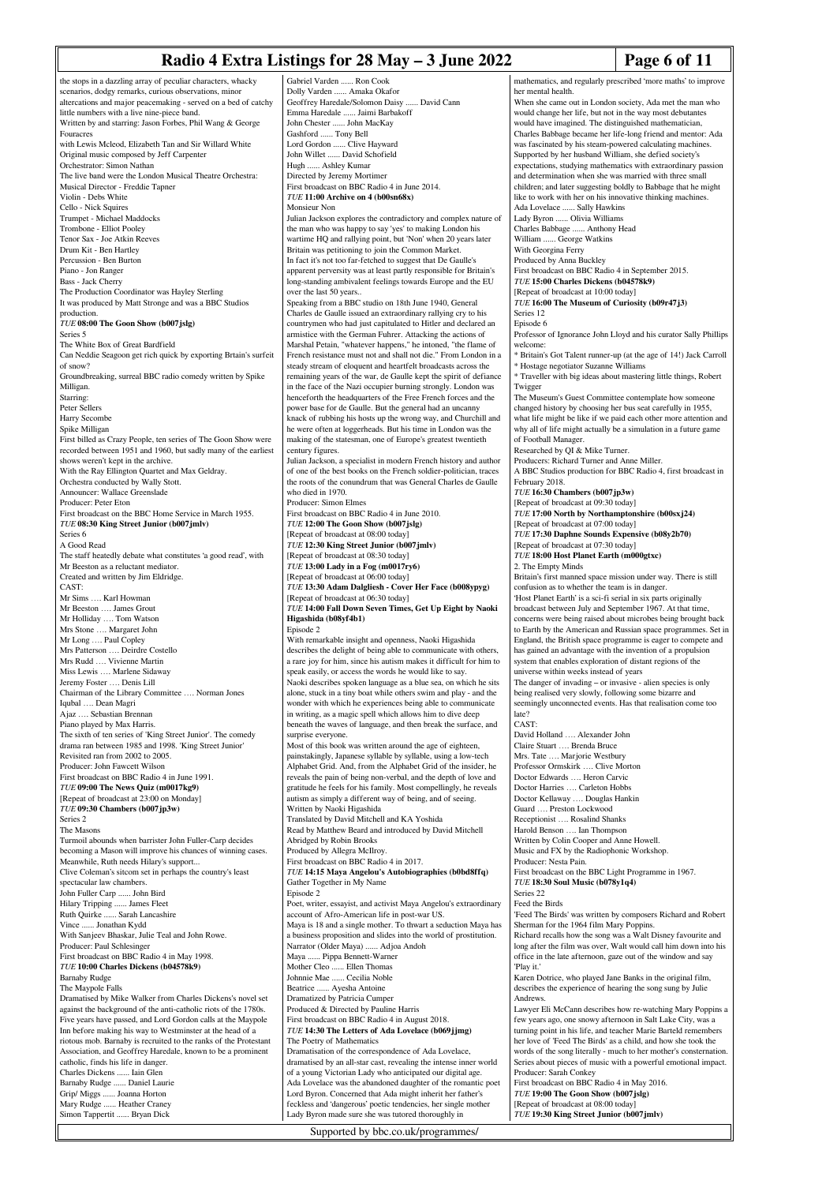the stops in a dazzling array of peculiar characters, whacky scenarios, dodgy remarks, curious observations, minor altercations and major peacemaking - served on a bed of catchy little numbers with a live nine-piece band.
Written by and starring: Jason Forbes, Phil Wang & George Fouracres
with Lewis Mcleod, Elizabeth Tan and Sir Willard White
Original music composed by Jeff Carpenter
Orchestrator: Simon Nathan
The live band were the London Musical Theatre Orchestra:
Musical Director - Freddie Tapner
Violin - Debs White
Cello - Nick Squires
Trumpet - Michael Maddocks
Trombone - Elliot Pooley
Tenor Sax - Joe Atkin Reeves
Drum Kit - Ben Hartley
Percussion - Ben Burton
Piano - Jon Ranger
Bass - Jack Cherry
The Production Coordinator was Hayley Sterling
It was produced by Matt Stronge and was a BBC Studios production.

*TUE* **08:00 The Goon Show (b007jslg)**
Series 5
The White Box of Great Bardfield
Can Neddie Seagoon get rich quick by exporting Brtain's surfeit of snow?
Groundbreaking, surreal BBC radio comedy written by Spike Milligan.
Starring:
Peter Sellers
Harry Secombe
Spike Milligan
First billed as Crazy People, ten series of The Goon Show were recorded between 1951 and 1960, but sadly many of the earliest shows weren't kept in the archive.
With the Ray Ellington Quartet and Max Geldray.
Orchestra conducted by Wally Stott.
Announcer: Wallace Greenslade
Producer: Peter Eton
First broadcast on the BBC Home Service in March 1955.

*TUE* **08:30 King Street Junior (b007jmlv)**
Series 6
A Good Read
The staff heatedly debate what constitutes 'a good read', with Mr Beeston as a reluctant mediator.
Created and written by Jim Eldridge.
CAST:
Mr Sims …. Karl Howman
Mr Beeston …. James Grout
Mr Holliday …. Tom Watson
Mrs Stone …. Margaret John
Mr Long …. Paul Copley
Mrs Patterson …. Deirdre Costello
Mrs Rudd …. Vivienne Martin
Miss Lewis …. Marlene Sidaway
Jeremy Foster …. Denis Lill
Chairman of the Library Committee …. Norman Jones
Iqubal …. Dean Magri
Ajaz …. Sebastian Brennan
Piano played by Max Harris.
The sixth of ten series of 'King Street Junior'. The comedy drama ran between 1985 and 1998. 'King Street Junior' Revisited ran from 2002 to 2005.
Producer: John Fawcett Wilson
First broadcast on BBC Radio 4 in June 1991.

*TUE* **09:00 The News Quiz (m0017kg9)**
[Repeat of broadcast at 23:00 on Monday]

*TUE* **09:30 Chambers (b007jp3w)**
Series 2
The Masons
Turmoil abounds when barrister John Fuller-Carp decides becoming a Mason will improve his chances of winning cases. Meanwhile, Ruth needs Hilary's support...
Clive Coleman's sitcom set in perhaps the country's least spectacular law chambers.
John Fuller Carp ...... John Bird
Hilary Tripping ...... James Fleet
Ruth Quirke ...... Sarah Lancashire
Vince ...... Jonathan Kydd
With Sanjeev Bhaskar, Julie Teal and John Rowe.
Producer: Paul Schlesinger
First broadcast on BBC Radio 4 in May 1998.

*TUE* **10:00 Charles Dickens (b04578k9)**
Barnaby Rudge
The Maypole Falls
Dramatised by Mike Walker from Charles Dickens's novel set against the background of the anti-catholic riots of the 1780s.
Five years have passed, and Lord Gordon calls at the Maypole Inn before making his way to Westminster at the head of a riotous mob. Barnaby is recruited to the ranks of the Protestant Association, and Geoffrey Haredale, known to be a prominent catholic, finds his life in danger.
Charles Dickens ...... Iain Glen
Barnaby Rudge ...... Daniel Laurie
Grip/ Miggs ...... Joanna Horton
Mary Rudge ...... Heather Craney
Simon Tappertit ...... Bryan Dick
Gabriel Varden ...... Ron Cook
Dolly Varden ...... Amaka Okafor
Geoffrey Haredale/Solomon Daisy ...... David Cann
Emma Haredale ...... Jaimi Barbakoff
John Chester ...... John MacKay
Gashford ...... Tony Bell
Lord Gordon ...... Clive Hayward
John Willet ...... David Schofield
Hugh ...... Ashley Kumar
Directed by Jeremy Mortimer
First broadcast on BBC Radio 4 in June 2014.

*TUE* **11:00 Archive on 4 (b00sn68x)**
Monsieur Non
Julian Jackson explores the contradictory and complex nature of the man who was happy to say 'yes' to making London his wartime HQ and rallying point, but 'Non' when 20 years later Britain was petitioning to join the Common Market.
In fact it's not too far-fetched to suggest that De Gaulle's apparent perversity was at least partly responsible for Britain's long-standing ambivalent feelings towards Europe and the EU over the last 50 years..
Speaking from a BBC studio on 18th June 1940, General Charles de Gaulle issued an extraordinary rallying cry to his countrymen who had just capitulated to Hitler and declared an armistice with the German Fuhrer. Attacking the actions of Marshal Petain, "whatever happens," he intoned, "the flame of French resistance must not and shall not die." From London in a steady stream of eloquent and heartfelt broadcasts across the remaining years of the war, de Gaulle kept the spirit of defiance in the face of the Nazi occupier burning strongly. London was henceforth the headquarters of the Free French forces and the power base for de Gaulle. But the general had an uncanny knack of rubbing his hosts up the wrong way, and Churchill and he were often at loggerheads. But his time in London was the making of the statesman, one of Europe's greatest twentieth century figures.
Julian Jackson, a specialist in modern French history and author of one of the best books on the French soldier-politician, traces the roots of the conundrum that was General Charles de Gaulle who died in 1970.
Producer: Simon Elmes
First broadcast on BBC Radio 4 in June 2010.

*TUE* **12:00 The Goon Show (b007jslg)**
[Repeat of broadcast at 08:00 today]

*TUE* **12:30 King Street Junior (b007jmlv)**
[Repeat of broadcast at 08:30 today]

*TUE* **13:00 Lady in a Fog (m0017ry6)**
[Repeat of broadcast at 06:00 today]

*TUE* **13:30 Adam Dalgliesh - Cover Her Face (b008ypyg)**
[Repeat of broadcast at 06:30 today]

*TUE* **14:00 Fall Down Seven Times, Get Up Eight by Naoki Higashida (b08yf4b1)**
Episode 2
With remarkable insight and openness, Naoki Higashida describes the delight of being able to communicate with others, a rare joy for him, since his autism makes it difficult for him to speak easily, or access the words he would like to say.
Naoki describes spoken language as a blue sea, on which he sits alone, stuck in a tiny boat while others swim and play - and the wonder with which he experiences being able to communicate in writing, as a magic spell which allows him to dive deep beneath the waves of language, and then break the surface, and surprise everyone.
Most of this book was written around the age of eighteen, painstakingly, Japanese syllable by syllable, using a low-tech Alphabet Grid. And, from the Alphabet Grid of the insider, he reveals the pain of being non-verbal, and the depth of love and gratitude he feels for his family. Most compellingly, he reveals autism as simply a different way of being, and of seeing.
Written by Naoki Higashida
Translated by David Mitchell and KA Yoshida
Read by Matthew Beard and introduced by David Mitchell
Abridged by Robin Brooks
Produced by Allegra McIlroy.
First broadcast on BBC Radio 4 in 2017.

*TUE* **14:15 Maya Angelou's Autobiographies (b0bd8ffq)**
Gather Together in My Name
Episode 2
Poet, writer, essayist, and activist Maya Angelou's extraordinary account of Afro-American life in post-war US.
Maya is 18 and a single mother. To thwart a seduction Maya has a business proposition and slides into the world of prostitution.
Narrator (Older Maya) ...... Adjoa Andoh
Maya ...... Pippa Bennett-Warner
Mother Cleo ...... Ellen Thomas
Johnnie Mae ...... Cecilia Noble
Beatrice ...... Ayesha Antoine
Dramatized by Patricia Cumper
Produced & Directed by Pauline Harris
First broadcast on BBC Radio 4 in August 2018.

*TUE* **14:30 The Letters of Ada Lovelace (b069jjmg)**
The Poetry of Mathematics
Dramatisation of the correspondence of Ada Lovelace, dramatised by an all-star cast, revealing the intense inner world of a young Victorian Lady who anticipated our digital age.
Ada Lovelace was the abandoned daughter of the romantic poet Lord Byron. Concerned that Ada might inherit her father's feckless and 'dangerous' poetic tendencies, her single mother Lady Byron made sure she was tutored thoroughly in mathematics, and regularly prescribed 'more maths' to improve her mental health.
When she came out in London society, Ada met the man who would change her life, but not in the way most debutantes would have imagined. The distinguished mathematician, Charles Babbage became her life-long friend and mentor: Ada was fascinated by his steam-powered calculating machines. Supported by her husband William, she defied society's expectations, studying mathematics with extraordinary passion and determination when she was married with three small children; and later suggesting boldly to Babbage that he might like to work with her on his innovative thinking machines.
Ada Lovelace ...... Sally Hawkins
Lady Byron ...... Olivia Williams
Charles Babbage ...... Anthony Head
William ...... George Watkins
With Georgina Ferry
Produced by Anna Buckley
First broadcast on BBC Radio 4 in September 2015.

*TUE* **15:00 Charles Dickens (b04578k9)**
[Repeat of broadcast at 10:00 today]

*TUE* **16:00 The Museum of Curiosity (b09r47j3)**
Series 12
Episode 6
Professor of Ignorance John Lloyd and his curator Sally Phillips welcome:
* Britain's Got Talent runner-up (at the age of 14!) Jack Carroll
* Hostage negotiator Suzanne Williams
* Traveller with big ideas about mastering little things, Robert Twigger
The Museum's Guest Committee contemplate how someone changed history by choosing her bus seat carefully in 1955, what life might be like if we paid each other more attention and why all of life might actually be a simulation in a future game of Football Manager.
Researched by QI & Mike Turner.
Producers: Richard Turner and Anne Miller.
A BBC Studios production for BBC Radio 4, first broadcast in February 2018.

*TUE* **16:30 Chambers (b007jp3w)**
[Repeat of broadcast at 09:30 today]

*TUE* **17:00 North by Northamptonshire (b00sxj24)**
[Repeat of broadcast at 07:00 today]

*TUE* **17:30 Daphne Sounds Expensive (b08y2b70)**
[Repeat of broadcast at 07:30 today]

*TUE* **18:00 Host Planet Earth (m000gtxc)**
2. The Empty Minds
Britain's first manned space mission under way. There is still confusion as to whether the team is in danger.
'Host Planet Earth' is a sci-fi serial in six parts originally broadcast between July and September 1967. At that time, concerns were being raised about microbes being brought back to Earth by the American and Russian space programmes. Set in England, the British space programme is eager to compete and has gained an advantage with the invention of a propulsion system that enables exploration of distant regions of the universe within weeks instead of years
The danger of invading – or invasive - alien species is only being realised very slowly, following some bizarre and seemingly unconnected events. Has that realisation come too late?
CAST:
David Holland …. Alexander John
Claire Stuart …. Brenda Bruce
Mrs. Tate …. Marjorie Westbury
Professor Ormskirk …. Clive Morton
Doctor Edwards …. Heron Carvic
Doctor Harries …. Carleton Hobbs
Doctor Kellaway …. Douglas Hankin
Guard …. Preston Lockwood
Receptionist …. Rosalind Shanks
Harold Benson …. Ian Thompson
Written by Colin Cooper and Anne Howell.
Music and FX by the Radiophonic Workshop.
Producer: Nesta Pain.
First broadcast on the BBC Light Programme in 1967.

*TUE* **18:30 Soul Music (b078y1q4)**
Series 22
Feed the Birds
'Feed The Birds' was written by composers Richard and Robert Sherman for the 1964 film Mary Poppins.
Richard recalls how the song was a Walt Disney favourite and long after the film was over, Walt would call him down into his office in the late afternoon, gaze out of the window and say 'Play it.'
Karen Dotrice, who played Jane Banks in the original film, describes the experience of hearing the song sung by Julie Andrews.
Lawyer Eli McCann describes how re-watching Mary Poppins a few years ago, one snowy afternoon in Salt Lake City, was a turning point in his life, and teacher Marie Barteld remembers her love of 'Feed The Birds' as a child, and how she took the words of the song literally - much to her mother's consternation.
Series about pieces of music with a powerful emotional impact.
Producer: Sarah Conkey
First broadcast on BBC Radio 4 in May 2016.

*TUE* **19:00 The Goon Show (b007jslg)**
[Repeat of broadcast at 08:00 today]

*TUE* **19:30 King Street Junior (b007jmlv)**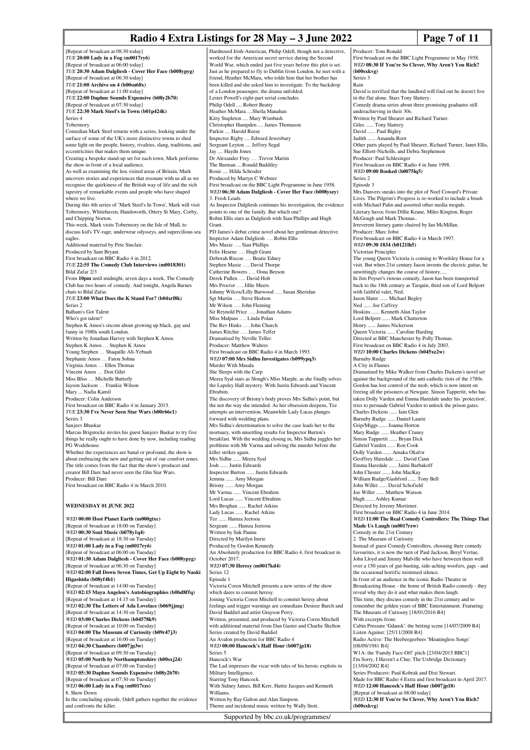[Repeat of broadcast at 08:30 today]

*TUE* **20:00 Lady in a Fog (m0017ry6)**

[Repeat of broadcast at 06:00 today]

*TUE* **20:30 Adam Dalgliesh - Cover Her Face (b008ypyg)**

[Repeat of broadcast at 06:30 today]

*TUE* **21:00 Archive on 4 (b00sn68x)**

[Repeat of broadcast at 11:00 today]

*TUE* **22:00 Daphne Sounds Expensive (b08y2b70)**

[Repeat of broadcast at 07:30 today]

*TUE* **22:30 Mark Steel's in Town (b01p424k)**

Series 4

Tobermory

Comedian Mark Steel returns with a series, looking under the surface of some of the UK's more distinctive towns to shed some light on the people, history, rivalries, slang, traditions, and eccentricities that makes them unique.

Creating a bespoke stand-up set for each town, Mark performs the show in front of a local audience.

As well as examining the less visited areas of Britain, Mark uncovers stories and experiences that resonate with us all as we recognise the quirkiness of the British way of life and the rich tapestry of remarkable events and people who have shaped where we live.

During this 4th series of 'Mark Steel's In Town', Mark will visit Tobermory, Whitehaven, Handsworth, Ottery St Mary, Corby, and Chipping Norton.

This week, Mark visits Tobermory on the Isle of Mull, to discuss kid's TV-rage, underwear odysseys, and supercilious sea eagles.

Additional material by Pete Sinclair.

Produced by Sam Bryant.

First broadcast on BBC Radio 4 in 2012.

*TUE* **22:55 The Comedy Club Interviews (m0018301)**

Bilal Zafar 2/3

From **10pm** until midnight, seven days a week, The Comedy Club has two hours of comedy. And tonight, Angela Barnes chats to Bilal Zafar.

*TUE* **23:00 What Does the K Stand For? (b04xrl8k)**

Series 2

Balham's Got Talent

Who's got talent?

Stephen K Amos's sitcom about growing up black, gay and funny in 1980s south London.

Written by Jonathan Harvey with Stephen K Amos.

Stephen K Amos … Stephen K Amos

Young Stephen … Shaquille Ali-Yebuah

Stephanie Amos … Fatou Sohna

Virginia Amos … Ellen Thomas

Vincent Amos … Don Gilet

Miss Bliss … Michelle Butterly

Jayson Jackson … Frankie Wilson

Mary ... Nadia Kamil

Producer: Colin Anderson

First broadcast on BBC Radio 4 in January 2015.

*TUE* **23:30 I've Never Seen Star Wars (b00r66c1)**

Series 3

Sanjeev Bhaskar

Marcus Brigstocke invites his guest Sanjeev Baskar to try five things he really ought to have done by now, including reading PG Wodehouse.

Whether the experiences are banal or profound, the show is about embracing the new and getting out of our comfort zones. The title comes from the fact that the show's producer and creator Bill Dare had never seen the film Star Wars.

Producer: Bill Dare

First broadcast on BBC Radio 4 in March 2010.

## WEDNESDAY 01 JUNE 2022

*WED* **00:00 Host Planet Earth (m000gtxc)**

[Repeat of broadcast at 18:00 on Tuesday]

*WED* **00:30 Soul Music (b078y1q4)**

[Repeat of broadcast at 18:30 on Tuesday]

*WED* **01:00 Lady in a Fog (m0017ry6)**

[Repeat of broadcast at 06:00 on Tuesday]

*WED* **01:30 Adam Dalgliesh - Cover Her Face (b008ypyg)**

[Repeat of broadcast at 06:30 on Tuesday]

*WED* **02:00 Fall Down Seven Times, Get Up Eight by Naoki Higashida (b08yf4b1)**

[Repeat of broadcast at 14:00 on Tuesday]

*WED* **02:15 Maya Angelou's Autobiographies (b0bd8ffq)**

[Repeat of broadcast at 14:15 on Tuesday]

*WED* **02:30 The Letters of Ada Lovelace (b069jjmg)**

[Repeat of broadcast at 14:30 on Tuesday]

*WED* **03:00 Charles Dickens (b04578k9)**

[Repeat of broadcast at 10:00 on Tuesday]

*WED* **04:00 The Museum of Curiosity (b09r47j3)**

[Repeat of broadcast at 16:00 on Tuesday]

*WED* **04:30 Chambers (b007jp3w)**

[Repeat of broadcast at 09:30 on Tuesday]

*WED* **05:00 North by Northamptonshire (b00sxj24)**

[Repeat of broadcast at 07:00 on Tuesday]

*WED* **05:30 Daphne Sounds Expensive (b08y2b70)**

[Repeat of broadcast at 07:30 on Tuesday]

*WED* **06:00 Lady in a Fog (m0017rzs)**

8. Show Down

In the concluding episode, Odell gathers together the evidence and confronts the killer.

Hardnosed Irish-American, Philip Odell, though not a detective, worked for the American secret service during the Second World War, which ended just five years before this plot is set. Just as he prepared to fly to Dublin from London, he met with a friend, Heather McMara, who tolde him that her brother has been killed and she asked him to investigate. To the backdrop of a London peasouper, the drama unfolded.

Lester Powell's eight-part serial concludes.

Philip Odell .... Robert Beatty

Heather McMara ....Sheila Manahan

Kitty Stapleton .... Mary Wimbush

Christopher Hampden .... James Thomason

Parkin .... Harold Reese

Inspector Rigby .... Edward Jewesbury

Sergeant Leyton .... Jeffrey Segal

Jay .... Haydn Jones

Dr Alexander Frey … .Trevor Martin

The Barman ....Ronald Baddiley

Rosie .... Hilda Schroder

Produced by Martyn C Webster

First broadcast on the BBC Light Programme in June 1958.

*WED* **06:30 Adam Dalgliesh - Cover Her Face (b008yszy)**

3. Fresh Leads

As Inspector Dalgliesh continues his investigation, the evidence points to one of the family. But which one?

Robin Ellis stars as Dalgliesh with Sian Phillips and Hugh Grant.

PD James's debut crime novel about her gentleman detective.

Inspector Adam Dalgliesh …. Robin Ellis

Mrs Maxie …. Sian Phillips

Felix Hearne …. Hugh Grant

Deborah Riscoe …. Beatie Edney

Stephen Maxie …. David Thorpe

Catherine Bowers …. Oona Beeson

Derek Pullen …. David Holt

Mrs Proctor …. Jillie Meers

Johnny Wilcox/Lilly Burwood …. Susan Sheridan

Sgt Martin …. Steve Hodson

Mr Wilson …. John Fleming

Sir Reynold Price …. Jonathan Adams

Miss Malpass …. Linda Polan

The Rev Hinks …. John Church

James Ritchie …. James Telfer

Dramatised by Neville Teller.

Producer: Matthew Walters

First broadcast on BBC Radio 4 in March 1993.

*WED* **07:00 Mrs Sidhu Investigates (b099ypq3)**

Murder With Masala

She Sleeps with the Carp

Meera Syal stars as Slough's Miss Marple, as she finally solves the Lapsley Hall mystery. With Justin Edwards and Vincent Ebrahim.

The discovery of Briony's body proves Mrs Sidhu's point, but the not the way she intended. As her obsession deepens, Tez attempts an intervention. Meanwhile Lady Lucas plunges forward with wedding plans.

Mrs Sidhu's determination to solve the case leads her to the mortuary, with unsettling results for Inspector Burton's breakfast. With the wedding closing in, Mrs Sidhu juggles her problems with Mr Varma and solving the murder before the killer strikes again.

Mrs Sidhu ...... Meera Syal

Josh ...... Justin Edwards

Inspector Burton ...... Justin Edwards

Jemma ...... Amy Morgan

Briony ...... Amy Morgan

Mr Varma ...... Vincent Ebrahim

Lord Lucas ...... Vincent Ebrahim

Mrs Broghan ...... Rachel Atkins

Lady Lucas ...... Rachel Atkins

Tez ...... Hamza Jeetooa

Sergeant ...... Hamza Jeetooa

Written by Suk Pannu

Directed by Marilyn Imrie

Produced by Gordon Kennedy

An Absolutely production for BBC Radio 4, first broadcast in October 2017.

*WED* **07:30 Heresy (m0017kd4)**

Series 12

Episode 1

Victoria Coren Mitchell presents a new series of the show which dares to commit heresy.

Joining Victoria Coren Mitchell to commit heresy about feelings and trigger warnings are comedians Desiree Burch and David Baddiel and artist Grayson Perry.

Written, presented, and produced by Victoria Coren Mitchell with additional material from Dan Gaster and Charlie Skelton

Series created by David Baddiel

An Avalon production for BBC Radio 4

*WED* **08:00 Hancock's Half Hour (b007jp18)**

Series 5

Hancock's War

The Lad impresses the vicar with tales of his heroic exploits in Military Intelligence.

Starring Tony Hancock.

With Sidney James, Bill Kerr, Hattie Jacques and Kenneth Williams.

Written by Ray Galton and Alan Simpson.

Theme and incidental music written by Wally Stott.

Producer: Tom Ronald

First broadcast on the BBC Light Programme in May 1958.

*WED* **08:30 If You're So Clever, Why Aren't You Rich? (b00sxkvg)**

Series 3

Rain

David is terrified that the landlord will find out he doesn't live in the flat alone. Stars Tony Slattery.

Comedy drama series about three promising graduates still underachieving in their 30s.

Written by Paul Shearer and Richard Turner.

Giles ...... Tony Slattery

David ...... Paul Bigley

Judith ...... Amanda Root

Other parts played by Paul Shearer, Richard Turner, Janet Ellis, Sue Elliott-Nicholls, and Debra Stephenson

Producer: Paul Schlesinger

First broadcast on BBC Radio 4 in June 1998.

*WED* **09:00 Booked (b0075lq5)**

Series 2

Episode 3

Mrs Danvers sneaks into the plot of Noel Coward's Private Lives. The Pilgrim's Progress is re-worked to include a brush with Michael Palin and assorted other media moguls.

Literary havoc from Dillie Keane, Miles Kington, Roger McGough and Mark Thomas..

Irreverent literary game chaired by Ian McMillan.

Producer: Marc Jobst

First broadcast on BBC Radio 4 in March 1997.

*WED* **09:30 1834 (b0121lh5)**

Victorian Principles

The young Queen Victoria is coming to Woolsley House for a visit. But when 21st century Jason invents the electric guitar, he unwittingly changes the course of history.....

In Jim Poyser's riotous comedy, Jason has been transported back to the 18th century as Tarquin, third son of Lord Belport with faithful valet, Ned.

Jason Slater ...... Michael Begley

Ned ...... Joe Caffrey

Hoskins ...... Kenneth Alan Taylor

Lord Belport ...... Mark Chatterton

Henry ...... James Nickerson

Queen Victoria ...... Caroline Harding

Directed at BBC Manchester by Polly Thomas.

First broadcast on BBC Radio 4 in July 2003.

*WED* **10:00 Charles Dickens (b045xz2w)**

Barnaby Rudge

A City in Flames

Dramatised by Mike Walker from Charles Dickens's novel set against the background of the anti-catholic riots of the 1780s. Gordon has lost control of the mob, which is now intent on freeing all the prisoners at Newgate. Simon Tappertit, who has taken Dolly Varden and Emma Haredale under his 'protection', tries to persuade Gabriel Varden to unlock the prison gates.

Charles Dickens ...... Iain Glen

Barnaby Rudge ...... Daniel Laurie

Grip/Miggs ...... Joanna Horton

Mary Rudge ...... Heather Craney

Simon Tappertit ...... Bryan Dick

Gabriel Varden ...... Ron Cook

Dolly Varden ...... Amaka Okafor

Geoffrey Haredale ...... David Cann

Emma Haredale ...... Jaimi Barbakoff

John Chester ...... John MacKay

William Rudge/Gashford ...... Tony Bell

John Willet ...... David Schofield

Joe Willet ...... Matthew Watson

Hugh ...... Ashley Kumar

Directed by Jeremy Mortimer.

First broadcast on BBC Radio 4 in June 2014.

*WED* **11:00 The Real Comedy Controllers: The Things That Made Us Laugh (m0017rzw)**

Comedy in the 21st Century

2. The Museum of Curiosity

Instead of guest Comedy Controllers, choosing their comedy favourites, it is now the turn of Paul Jackson, Beryl Vertue, John Lloyd and Jimmy Mulville who have between them well over a 150 years of gut-busting, side-aching woofers, gags - and the occasional horrific mistimed silence.

In front of an audience in the iconic Radio Theatre in Broadcasting House - the home of British Radio comedy - they reveal why they do it and what makes them laugh.

This time, they discuss comedy in the 21st century and to remember the golden years of BBC Entertainment. Featuring:

The Museum of Curiosity [18/01/2016 R4]

With excerpts from:

Cabin Pressure 'Gdansk': the betting scene [14/07/2009 R4]

Listen Against: [25/11/2008 R4]

Radio Active: The Heebeegeebees 'Meaningless Songs' [08/09/1981 R4]

W1A: the 'Family Face-Off' pitch [23/04/2015 BBC1]

I'm Sorry, I Haven't a Clue: The Uxbridge Dictionary [13/04/2002 R4]

Series Producers: Paul Kobrak and Dixi Stewart.

Made for BBC Radio 4 Extra and first broadcast in April 2017.

*WED* **12:00 Hancock's Half Hour (b007jp18)**

[Repeat of broadcast at 08:00 today]

*WED* **12:30 If You're So Clever, Why Aren't You Rich? (b00sxkvg)**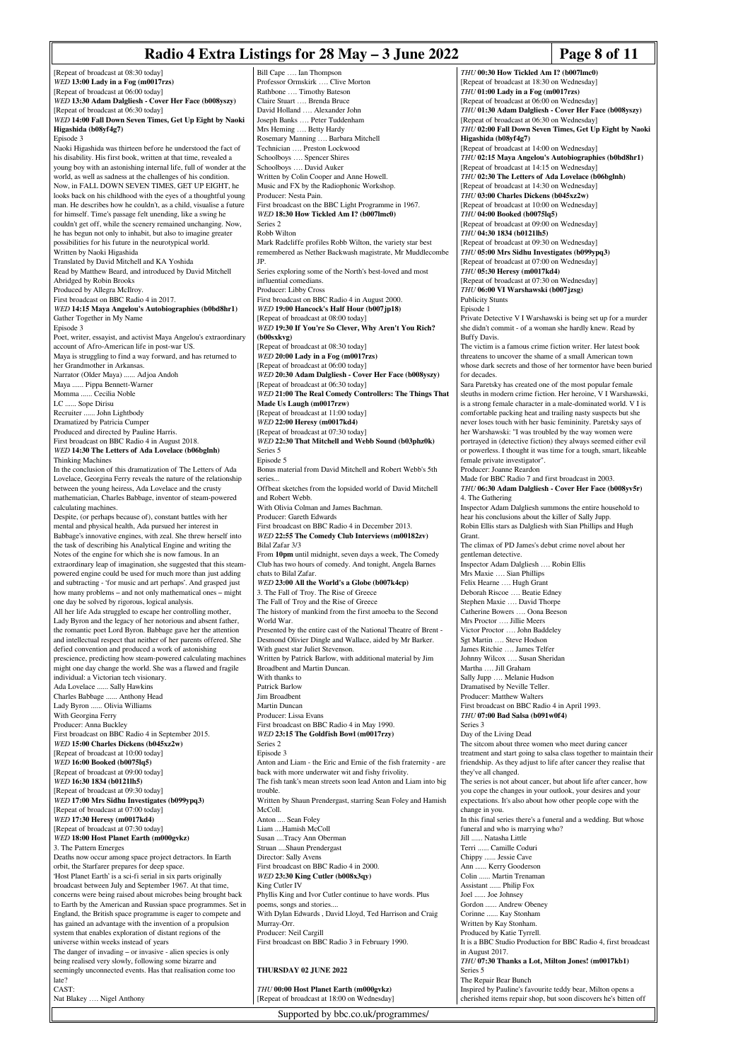[Repeat of broadcast at 08:30 today]

***WED* 13:00 Lady in a Fog (m0017rzs)**

[Repeat of broadcast at 06:00 today]

***WED* 13:30 Adam Dalgliesh - Cover Her Face (b008yszy)**

[Repeat of broadcast at 06:30 today]

***WED* 14:00 Fall Down Seven Times, Get Up Eight by Naoki Higashida (b08yf4g7)**

Episode 3

Naoki Higashida was thirteen before he understood the fact of his disability. His first book, written at that time, revealed a young boy with an astonishing internal life, full of wonder at the world, as well as sadness at the challenges of his condition. Now, in FALL DOWN SEVEN TIMES, GET UP EIGHT, he looks back on his childhood with the eyes of a thoughtful young man. He describes how he couldn't, as a child, visualise a future for himself. Time's passage felt unending, like a swing he couldn't get off, while the scenery remained unchanging. Now, he has begun not only to inhabit, but also to imagine greater possibilities for his future in the neurotypical world.

Written by Naoki Higashida

Translated by David Mitchell and KA Yoshida

Read by Matthew Beard, and introduced by David Mitchell

Abridged by Robin Brooks

Produced by Allegra McIlroy.

First broadcast on BBC Radio 4 in 2017.

***WED* 14:15 Maya Angelou's Autobiographies (b0bd8hr1)**

Gather Together in My Name

Episode 3

Poet, writer, essayist, and activist Maya Angelou's extraordinary account of Afro-American life in post-war US.

Maya is struggling to find a way forward, and has returned to her Grandmother in Arkansas.

Narrator (Older Maya) ...... Adjoa Andoh

Maya ...... Pippa Bennett-Warner

Momma ...... Cecilia Noble

LC ...... Sope Dirisu

Recruiter ...... John Lightbody

Dramatized by Patricia Cumper

Produced and directed by Pauline Harris.

First broadcast on BBC Radio 4 in August 2018.

***WED* 14:30 The Letters of Ada Lovelace (b06bglnh)**

Thinking Machines

In the conclusion of this dramatization of The Letters of Ada Lovelace, Georgina Ferry reveals the nature of the relationship between the young heiress, Ada Lovelace and the crusty mathematician, Charles Babbage, inventor of steam-powered calculating machines.

Despite, (or perhaps because of), constant battles with her mental and physical health, Ada pursued her interest in Babbage's innovative engines, with zeal. She threw herself into the task of describing his Analytical Engine and writing the Notes of the engine for which she is now famous. In an extraordinary leap of imagination, she suggested that this steam-powered engine could be used for much more than just adding and subtracting - 'for music and art perhaps'. And grasped just how many problems – and not only mathematical ones – might one day be solved by rigorous, logical analysis.

All her life Ada struggled to escape her controlling mother, Lady Byron and the legacy of her notorious and absent father, the romantic poet Lord Byron. Babbage gave her the attention and intellectual respect that neither of her parents offered. She defied convention and produced a work of astonishing prescience, predicting how steam-powered calculating machines might one day change the world. She was a flawed and fragile individual: a Victorian tech visionary.

Ada Lovelace ...... Sally Hawkins

Charles Babbage ...... Anthony Head

Lady Byron ...... Olivia Williams

With Georgina Ferry

Producer: Anna Buckley

First broadcast on BBC Radio 4 in September 2015.

***WED* 15:00 Charles Dickens (b045xz2w)**

[Repeat of broadcast at 10:00 today]

***WED* 16:00 Booked (b0075lq5)**

[Repeat of broadcast at 09:00 today]

***WED* 16:30 1834 (b0121lh5)**

[Repeat of broadcast at 09:30 today]

***WED* 17:00 Mrs Sidhu Investigates (b099ypq3)**

[Repeat of broadcast at 07:00 today]

***WED* 17:30 Heresy (m0017kd4)**

[Repeat of broadcast at 07:30 today]

***WED* 18:00 Host Planet Earth (m000gvkz)**

3. The Pattern Emerges

Deaths now occur among space project detractors. In Earth orbit, the Starfarer prepares for deep space.

'Host Planet Earth' is a sci-fi serial in six parts originally broadcast between July and September 1967. At that time, concerns were being raised about microbes being brought back to Earth by the American and Russian space programmes. Set in England, the British space programme is eager to compete and has gained an advantage with the invention of a propulsion system that enables exploration of distant regions of the universe within weeks instead of years

The danger of invading – or invasive - alien species is only being realised very slowly, following some bizarre and seemingly unconnected events. Has that realisation come too late?

CAST:

Nat Blakey …. Nigel Anthony

Bill Cape …. Ian Thompson

Professor Ormskirk …. Clive Morton

Rathbone …. Timothy Bateson

Claire Stuart …. Brenda Bruce

David Holland …. Alexander John

Joseph Banks …. Peter Tuddenham

Mrs Heming …. Betty Hardy

Rosemary Manning …. Barbara Mitchell

Technician …. Preston Lockwood

Schoolboys …. Spencer Shires

Schoolboys …. David Auker

Written by Colin Cooper and Anne Howell.

Music and FX by the Radiophonic Workshop.

Producer: Nesta Pain.

First broadcast on the BBC Light Programme in 1967.

***WED* 18:30 How Tickled Am I? (b007lmc0)**

Series 2

Robb Wilton

Mark Radcliffe profiles Robb Wilton, the variety star best remembered as Nether Backwash magistrate, Mr Muddlecombe JP.

Series exploring some of the North's best-loved and most influential comedians.

Producer: Libby Cross

First broadcast on BBC Radio 4 in August 2000.

***WED* 19:00 Hancock's Half Hour (b007jp18)**

[Repeat of broadcast at 08:00 today]

***WED* 19:30 If You're So Clever, Why Aren't You Rich? (b00sxkvg)**

[Repeat of broadcast at 08:30 today]

***WED* 20:00 Lady in a Fog (m0017rzs)**

[Repeat of broadcast at 06:00 today]

***WED* 20:30 Adam Dalgliesh - Cover Her Face (b008yszy)**

[Repeat of broadcast at 06:30 today]

***WED* 21:00 The Real Comedy Controllers: The Things That Made Us Laugh (m0017rzw)**

[Repeat of broadcast at 11:00 today]

***WED* 22:00 Heresy (m0017kd4)**

[Repeat of broadcast at 07:30 today]

***WED* 22:30 That Mitchell and Webb Sound (b03phz0k)**

Series 5

Episode 5

Bonus material from David Mitchell and Robert Webb's 5th series...

Offbeat sketches from the lopsided world of David Mitchell and Robert Webb.

With Olivia Colman and James Bachman.

Producer: Gareth Edwards

First broadcast on BBC Radio 4 in December 2013.

***WED* 22:55 The Comedy Club Interviews (m00182zv)**

Bilal Zafar 3/3

From **10pm** until midnight, seven days a week, The Comedy Club has two hours of comedy. And tonight, Angela Barnes chats to Bilal Zafar.

***WED* 23:00 All the World's a Globe (b007k4cp)**

3. The Fall of Troy. The Rise of Greece

The Fall of Troy and the Rise of Greece

The history of mankind from the first amoeba to the Second World War.

Presented by the entire cast of the National Theatre of Brent - Desmond Olivier Dingle and Wallace, aided by Mr Barker.

With guest star Juliet Stevenson.

Written by Patrick Barlow, with additional material by Jim Broadbent and Martin Duncan.

With thanks to

Patrick Barlow

Jim Broadbent

Martin Duncan

Producer: Lissa Evans

First broadcast on BBC Radio 4 in May 1990.

***WED* 23:15 The Goldfish Bowl (m0017rzy)**

Series 2

Episode 3

Anton and Liam - the Eric and Ernie of the fish fraternity - are back with more underwater wit and fishy frivolity.

The fish tank's mean streets soon lead Anton and Liam into big trouble.

Written by Shaun Prendergast, starring Sean Foley and Hamish McColl.

Anton .... Sean Foley

Liam ....Hamish McColl

Susan ....Tracy Ann Oberman

Struan ....Shaun Prendergast

Director: Sally Avens

First broadcast on BBC Radio 4 in 2000.

***WED* 23:30 King Cutler (b008x3qy)**

King Cutler IV

Phyllis King and Ivor Cutler continue to have words. Plus poems, songs and stories....

With Dylan Edwards , David Lloyd, Ted Harrison and Craig Murray-Orr.

Producer: Neil Cargill

First broadcast on BBC Radio 3 in February 1990.

## THURSDAY 02 JUNE 2022

***THU* 00:00 Host Planet Earth (m000gvkz)**

[Repeat of broadcast at 18:00 on Wednesday]

***THU* 00:30 How Tickled Am I? (b007lmc0)**

[Repeat of broadcast at 18:30 on Wednesday]

***THU* 01:00 Lady in a Fog (m0017rzs)**

[Repeat of broadcast at 06:00 on Wednesday]

***THU* 01:30 Adam Dalgliesh - Cover Her Face (b008yszy)**

[Repeat of broadcast at 06:30 on Wednesday]

***THU* 02:00 Fall Down Seven Times, Get Up Eight by Naoki Higashida (b08yf4g7)**

[Repeat of broadcast at 14:00 on Wednesday]

***THU* 02:15 Maya Angelou's Autobiographies (b0bd8hr1)**

[Repeat of broadcast at 14:15 on Wednesday]

***THU* 02:30 The Letters of Ada Lovelace (b06bglnh)**

[Repeat of broadcast at 14:30 on Wednesday]

***THU* 03:00 Charles Dickens (b045xz2w)**

[Repeat of broadcast at 10:00 on Wednesday]

***THU* 04:00 Booked (b0075lq5)**

[Repeat of broadcast at 09:00 on Wednesday]

***THU* 04:30 1834 (b0121lh5)**

[Repeat of broadcast at 09:30 on Wednesday]

***THU* 05:00 Mrs Sidhu Investigates (b099ypq3)**

[Repeat of broadcast at 07:00 on Wednesday]

***THU* 05:30 Heresy (m0017kd4)**

[Repeat of broadcast at 07:30 on Wednesday]

***THU* 06:00 VI Warshawski (b007jzsg)**

Publicity Stunts

Episode 1

Private Detective V I Warshawski is being set up for a murder she didn't commit - of a woman she hardly knew. Read by Buffy Davis.

The victim is a famous crime fiction writer. Her latest book threatens to uncover the shame of a small American town whose dark secrets and those of her tormentor have been buried for decades.

Sara Paretsky has created one of the most popular female sleuths in modern crime fiction. Her heroine, V I Warshawski, is a strong female character in a male-dominated world. V I is comfortable packing heat and trailing nasty suspects but she never loses touch with her basic femininity. Paretsky says of her Warshawski: "I was troubled by the way women were portrayed in (detective fiction) they always seemed either evil or powerless. I thought it was time for a tough, smart, likeable female private investigator".

Producer: Joanne Reardon

Made for BBC Radio 7 and first broadcast in 2003.

***THU* 06:30 Adam Dalgliesh - Cover Her Face (b008yv5r)**

4. The Gathering

Inspector Adam Dalgliesh summons the entire household to hear his conclusions about the killer of Sally Jupp.

Robin Ellis stars as Dalgliesh with Sian Phillips and Hugh Grant.

The climax of PD James's debut crime novel about her gentleman detective.

Inspector Adam Dalgliesh …. Robin Ellis

Mrs Maxie …. Sian Phillips

Felix Hearne …. Hugh Grant

Deborah Riscoe …. Beatie Edney

Stephen Maxie …. David Thorpe

Catherine Bowers …. Oona Beeson

Mrs Proctor …. Jillie Meers

Victor Proctor …. John Baddeley

Sgt Martin …. Steve Hodson

James Ritchie …. James Telfer

Johnny Wilcox …. Susan Sheridan

Martha …. Jill Graham

Sally Jupp …. Melanie Hudson

Dramatised by Neville Teller.

Producer: Matthew Walters

First broadcast on BBC Radio 4 in April 1993.

***THU* 07:00 Bad Salsa (b091w0f4)**

Series 3

Day of the Living Dead

The sitcom about three women who meet during cancer treatment and start going to salsa class together to maintain their friendship. As they adjust to life after cancer they realise that they've all changed.

The series is not about cancer, but about life after cancer, how you cope the changes in your outlook, your desires and your expectations. It's also about how other people cope with the change in you.

In this final series there's a funeral and a wedding. But whose funeral and who is marrying who?

Jill ...... Natasha Little

Terri ...... Camille Coduri

Chippy ...... Jessie Cave

Ann ...... Kerry Gooderson

Colin ...... Martin Trenaman

Assistant ...... Philip Fox

Joel ...... Joe Johnsey

Gordon ...... Andrew Obeney

Corinne ...... Kay Stonham

Written by Kay Stonham.

Produced by Katie Tyrrell.

It is a BBC Studio Production for BBC Radio 4, first broadcast in August 2017.

***THU* 07:30 Thanks a Lot, Milton Jones! (m0017kb1)**

Series 5

The Repair Bear Bunch

Inspired by Pauline's favourite teddy bear, Milton opens a cherished items repair shop, but soon discovers he's bitten off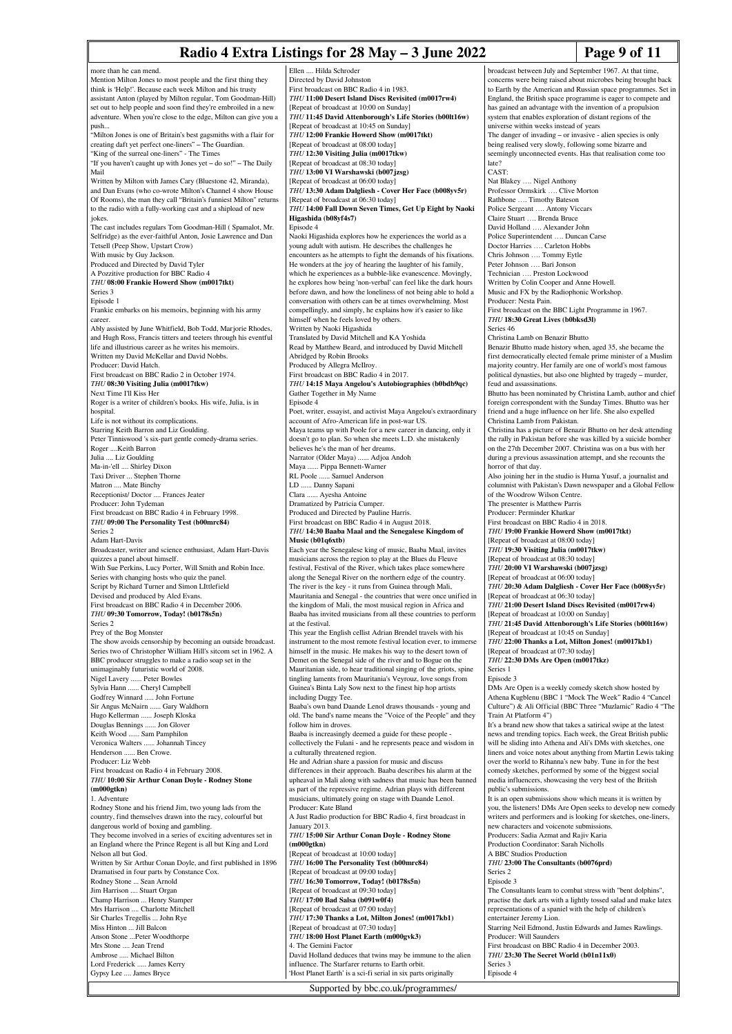more than he can mend.

Mention Milton Jones to most people and the first thing they think is 'Help!'. Because each week Milton and his trusty assistant Anton (played by Milton regular, Tom Goodman-Hill) set out to help people and soon find they're embroiled in a new adventure. When you're close to the edge, Milton can give you a push...

"Milton Jones is one of Britain's best gagsmiths with a flair for creating daft yet perfect one-liners" – The Guardian.

"King of the surreal one-liners" - The Times

"If you haven't caught up with Jones yet – do so!" – The Daily Mail

Written by Milton with James Cary (Bluestone 42, Miranda), and Dan Evans (who co-wrote Milton's Channel 4 show House Of Rooms), the man they call "Britain's funniest Milton" returns to the radio with a fully-working cast and a shipload of new jokes.

The cast includes regulars Tom Goodman-Hill ( Spamalot, Mr. Selfridge) as the ever-faithful Anton, Josie Lawrence and Dan Tetsell (Peep Show, Upstart Crow)

With music by Guy Jackson.

Produced and Directed by David Tyler

A Pozzitive production for BBC Radio 4

*THU* **08:00 Frankie Howerd Show (m0017tkt)**

Series 3

Episode 1

Frankie embarks on his memoirs, beginning with his army career.

Ably assisted by June Whitfield, Bob Todd, Marjorie Rhodes, and Hugh Ross, Francis titters and teeters through his eventful life and illustrious career as he writes his memoirs.

Written my David McKellar and David Nobbs.

Producer: David Hatch.

First broadcast on BBC Radio 2 in October 1974.

*THU* **08:30 Visiting Julia (m0017tkw)**

Next Time I'll Kiss Her

Roger is a writer of children's books. His wife, Julia, is in hospital.

Life is not without its complications.

Starring Keith Barron and Liz Goulding.

Peter Tinniswood 's six-part gentle comedy-drama series.

Roger ....Keith Barron

Julia .... Liz Goulding

Ma-in-'ell .... Shirley Dixon

Taxi Driver ... Stephen Thorne

Matron .... Mate Binchy

Receptionist/ Doctor .... Frances Jeater

Producer: John Tydeman

First broadcast on BBC Radio 4 in February 1998.

*THU* **09:00 The Personality Test (b00mrc84)**

Series 2

Adam Hart-Davis

Broadcaster, writer and science enthusiast, Adam Hart-Davis quizzes a panel about himself.

With Sue Perkins, Lucy Porter, Will Smith and Robin Ince.

Series with changing hosts who quiz the panel.

Script by Richard Turner and Simon LIttlefield

Devised and produced by Aled Evans.

First broadcast on BBC Radio 4 in December 2006.

*THU* **09:30 Tomorrow, Today! (b0178s5n)**

Series 2

Prey of the Bog Monster

The show avoids censorship by becoming an outside broadcast. Series two of Christopher William Hill's sitcom set in 1962. A BBC producer struggles to make a radio soap set in the unimaginably futuristic world of 2008.

Nigel Lavery ...... Peter Bowles

Sylvia Hann ...... Cheryl Campbell

Godfrey Winnard ..... John Fortune

Sir Angus McNairn ...... Gary Waldhorn

Hugo Kellerman ...... Joseph Kloska

Douglas Bennings ...... Jon Glover

Keith Wood ...... Sam Pamphilon

Veronica Walters ...... Johannah Tincey

Henderson ...... Ben Crowe.

Producer: Liz Webb

First broadcast on Radio 4 in February 2008.

*THU* **10:00 Sir Arthur Conan Doyle - Rodney Stone (m000gtkn)**

1. Adventure

Rodney Stone and his friend Jim, two young lads from the country, find themselves drawn into the racy, colourful but dangerous world of boxing and gambling.

They become involved in a series of exciting adventures set in an England where the Prince Regent is all but King and Lord Nelson all but God.

Written by Sir Arthur Conan Doyle, and first published in 1896

Dramatised in four parts by Constance Cox.

Rodney Stone ... Sean Arnold

Jim Harrison .... Stuart Organ

Champ Harrison ... Henry Stamper

Mrs Harrison .... Charlotte Mitchell

Sir Charles Tregellis ... John Rye

Miss Hinton ... Jill Balcon

Anson Stone ...Peter Woodthorpe

Mrs Stone .... Jean Trend

Ambrose ..... Michael Bilton

Lord Frederick ..... James Kerry

Gypsy Lee .... James Bryce

Ellen .... Hilda Schroder

Directed by David Johnston

First broadcast on BBC Radio 4 in 1983.

*THU* **11:00 Desert Island Discs Revisited (m0017rw4)**

[Repeat of broadcast at 10:00 on Sunday]

*THU* **11:45 David Attenborough's Life Stories (b00lt16w)**

[Repeat of broadcast at 10:45 on Sunday]

*THU* **12:00 Frankie Howerd Show (m0017tkt)**

[Repeat of broadcast at 08:00 today]

*THU* **12:30 Visiting Julia (m0017tkw)**

[Repeat of broadcast at 08:30 today]

*THU* **13:00 VI Warshawski (b007jzsg)**

[Repeat of broadcast at 06:00 today]

*THU* **13:30 Adam Dalgliesh - Cover Her Face (b008yv5r)**

[Repeat of broadcast at 06:30 today]

*THU* **14:00 Fall Down Seven Times, Get Up Eight by Naoki Higashida (b08yf4s7)**

Episode 4

Naoki Higashida explores how he experiences the world as a young adult with autism. He describes the challenges he encounters as he attempts to fight the demands of his fixations. He wonders at the joy of hearing the laughter of his family, which he experiences as a bubble-like evanescence. Movingly, he explores how being 'non-verbal' can feel like the dark hours before dawn, and how the loneliness of not being able to hold a conversation with others can be at times overwhelming. Most compellingly, and simply, he explains how it's easier to like himself when he feels loved by others.

Written by Naoki Higashida

Translated by David Mitchell and KA Yoshida

Read by Matthew Beard, and introduced by David Mitchell

Abridged by Robin Brooks

Produced by Allegra McIlroy.

First broadcast on BBC Radio 4 in 2017.

*THU* **14:15 Maya Angelou's Autobiographies (b0bdb9qc)**

Gather Together in My Name

Episode 4

Poet, writer, essayist, and activist Maya Angelou's extraordinary account of Afro-American life in post-war US.

Maya teams up with Poole for a new career in dancing, only it doesn't go to plan. So when she meets L.D. she mistakenly believes he's the man of her dreams.

Narrator (Older Maya) ...... Adjoa Andoh

Maya ...... Pippa Bennett-Warner

RL Poole ...... Samuel Anderson

LD ...... Danny Sapani

Clara ...... Ayesha Antoine

Dramatized by Patricia Cumper.

Produced and Directed by Pauline Harris.

First broadcast on BBC Radio 4 in August 2018.

*THU* **14:30 Baaba Maal and the Senegalese Kingdom of Music (b01q6xtb)**

Each year the Senegalese king of music, Baaba Maal, invites musicians across the region to play at the Blues du Fleuve festival, Festival of the River, which takes place somewhere along the Senegal River on the northern edge of the country. The river is the key - it runs from Guinea through Mali, Mauritania and Senegal - the countries that were once unified in the kingdom of Mali, the most musical region in Africa and Baaba has invited musicians from all these countries to perform at the festival.

This year the English cellist Adrian Brendel travels with his instrument to the most remote festival location ever, to immerse himself in the music. He makes his way to the desert town of Demet on the Senegal side of the river and to Bogue on the Mauritanian side, to hear traditional singing of the griots, spine tingling laments from Mauritania's Veyrouz, love songs from Guinea's Binta Laly Sow next to the finest hip hop artists including Duggy Tee.

Baaba's own band Daande Lenol draws thousands - young and old. The band's name means the "Voice of the People" and they follow him in droves.

Baaba is increasingly deemed a guide for these people - collectively the Fulani - and he represents peace and wisdom in a culturally threatened region.

He and Adrian share a passion for music and discuss differences in their approach. Baaba describes his alarm at the upheaval in Mali along with sadness that music has been banned as part of the repressive regime. Adrian plays with different musicians, ultimately going on stage with Daande Lenol.

Producer: Kate Bland

A Just Radio production for BBC Radio 4, first broadcast in January 2013.

*THU* **15:00 Sir Arthur Conan Doyle - Rodney Stone (m000gtkn)**

[Repeat of broadcast at 10:00 today]

*THU* **16:00 The Personality Test (b00mrc84)**

[Repeat of broadcast at 09:00 today]

*THU* **16:30 Tomorrow, Today! (b0178s5n)**

[Repeat of broadcast at 09:30 today]

*THU* **17:00 Bad Salsa (b091w0f4)**

[Repeat of broadcast at 07:00 today]

*THU* **17:30 Thanks a Lot, Milton Jones! (m0017kb1)**

[Repeat of broadcast at 07:30 today]

*THU* **18:00 Host Planet Earth (m000gvk3)**

4. The Gemini Factor

David Holland deduces that twins may be immune to the alien influence. The Starfarer returns to Earth orbit.

'Host Planet Earth' is a sci-fi serial in six parts originally broadcast between July and September 1967. At that time, concerns were being raised about microbes being brought back to Earth by the American and Russian space programmes. Set in England, the British space programme is eager to compete and has gained an advantage with the invention of a propulsion system that enables exploration of distant regions of the universe within weeks instead of years

The danger of invading – or invasive - alien species is only being realised very slowly, following some bizarre and seemingly unconnected events. Has that realisation come too late?

CAST:

Nat Blakey …. Nigel Anthony

Professor Ormskirk …. Clive Morton

Rathbone …. Timothy Bateson

Police Sergeant …. Antony Viccars

Claire Stuart …. Brenda Bruce

David Holland …. Alexander John

Police Superintendent …. Duncan Carse

Doctor Harries …. Carleton Hobbs

Chris Johnson …. Tommy Eytle

Peter Johnson …. Bari Jonson

Technician …. Preston Lockwood

Written by Colin Cooper and Anne Howell.

Music and FX by the Radiophonic Workshop.

Producer: Nesta Pain.

First broadcast on the BBC Light Programme in 1967.

*THU* **18:30 Great Lives (b0bksd3l)**

Series 46

Christina Lamb on Benazir Bhutto

Benazir Bhutto made history when, aged 35, she became the first democratically elected female prime minister of a Muslim majority country. Her family are one of world's most famous political dynasties, but also one blighted by tragedy – murder, feud and assassinations.

Bhutto has been nominated by Christina Lamb, author and chief foreign correspondent with the Sunday Times. Bhutto was her friend and a huge influence on her life. She also expelled Christina Lamb from Pakistan.

Christina has a picture of Benazir Bhutto on her desk attending the rally in Pakistan before she was killed by a suicide bomber on the 27th December 2007. Christina was on a bus with her during a previous assassination attempt, and she recounts the horror of that day.

Also joining her in the studio is Huma Yusuf, a journalist and columnist with Pakistan's Dawn newspaper and a Global Fellow of the Woodrow Wilson Centre.

The presenter is Matthew Parris

Producer: Perminder Khatkar

First broadcast on BBC Radio 4 in 2018.

*THU* **19:00 Frankie Howerd Show (m0017tkt)**

[Repeat of broadcast at 08:00 today]

*THU* **19:30 Visiting Julia (m0017tkw)**

[Repeat of broadcast at 08:30 today]

*THU* **20:00 VI Warshawski (b007jzsg)**

[Repeat of broadcast at 06:00 today]

*THU* **20:30 Adam Dalgliesh - Cover Her Face (b008yv5r)**

[Repeat of broadcast at 06:30 today]

*THU* **21:00 Desert Island Discs Revisited (m0017rw4)**

[Repeat of broadcast at 10:00 on Sunday]

*THU* **21:45 David Attenborough's Life Stories (b00lt16w)**

[Repeat of broadcast at 10:45 on Sunday]

*THU* **22:00 Thanks a Lot, Milton Jones! (m0017kb1)**

[Repeat of broadcast at 07:30 today]

*THU* **22:30 DMs Are Open (m0017tkz)**

Series 1

Episode 3

DMs Are Open is a weekly comedy sketch show hosted by Athena Kugblenu (BBC 1 "Mock The Week" Radio 4 "Cancel Culture") & Ali Official (BBC Three "Muzlamic" Radio 4 "The Train At Platform 4")

It's a brand new show that takes a satirical swipe at the latest news and trending topics. Each week, the Great British public will be sliding into Athena and Ali's DMs with sketches, one liners and voice notes about anything from Martin Lewis taking over the world to Rihanna's new baby. Tune in for the best comedy sketches, performed by some of the biggest social media influencers, showcasing the very best of the British public's submissions.

It is an open submissions show which means it is written by you, the listeners! DMs Are Open seeks to develop new comedy writers and performers and is looking for sketches, one-liners, new characters and voicenote submissions.

Producers: Sadia Azmat and Rajiv Karia

Production Coordinator: Sarah Nicholls

A BBC Studios Production

*THU* **23:00 The Consultants (b0076prd)**

Series 2

Episode 3

The Consultants learn to combat stress with "bent dolphins", practise the dark arts with a lightly tossed salad and make latex representations of a spaniel with the help of children's entertainer Jeremy Lion.

Starring Neil Edmond, Justin Edwards and James Rawlings.

Producer: Will Saunders

First broadcast on BBC Radio 4 in December 2003.

*THU* **23:30 The Secret World (b01n11x0)**

Series 3

Episode 4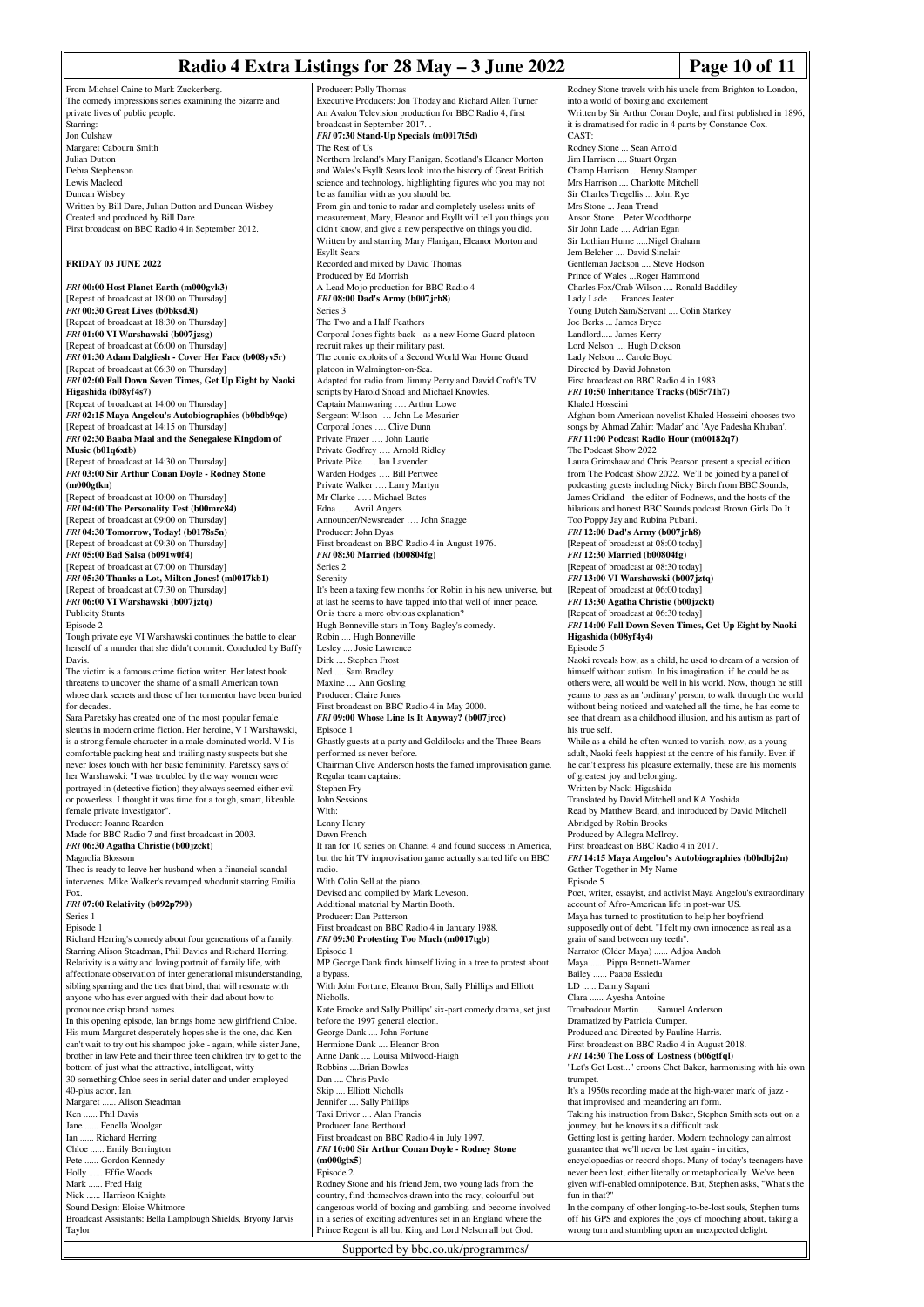From Michael Caine to Mark Zuckerberg.
The comedy impressions series examining the bizarre and private lives of public people.
Starring:
Jon Culshaw
Margaret Cabourn Smith
Julian Dutton
Debra Stephenson
Lewis Macleod
Duncan Wisbey
Written by Bill Dare, Julian Dutton and Duncan Wisbey
Created and produced by Bill Dare.
First broadcast on BBC Radio 4 in September 2012.

## FRIDAY 03 JUNE 2022

*FRI* **00:00 Host Planet Earth (m000gvk3)**
[Repeat of broadcast at 18:00 on Thursday]
*FRI* **00:30 Great Lives (b0bksd3l)**
[Repeat of broadcast at 18:30 on Thursday]
*FRI* **01:00 VI Warshawski (b007jzsg)**
[Repeat of broadcast at 06:00 on Thursday]
*FRI* **01:30 Adam Dalgliesh - Cover Her Face (b008yv5r)**
[Repeat of broadcast at 06:30 on Thursday]
*FRI* **02:00 Fall Down Seven Times, Get Up Eight by Naoki Higashida (b08yf4s7)**
[Repeat of broadcast at 14:00 on Thursday]
*FRI* **02:15 Maya Angelou's Autobiographies (b0bdb9qc)**
[Repeat of broadcast at 14:15 on Thursday]
*FRI* **02:30 Baaba Maal and the Senegalese Kingdom of Music (b01q6xtb)**
[Repeat of broadcast at 14:30 on Thursday]
*FRI* **03:00 Sir Arthur Conan Doyle - Rodney Stone (m000gtkn)**
[Repeat of broadcast at 10:00 on Thursday]
*FRI* **04:00 The Personality Test (b00mrc84)**
[Repeat of broadcast at 09:00 on Thursday]
*FRI* **04:30 Tomorrow, Today! (b0178s5n)**
[Repeat of broadcast at 09:30 on Thursday]
*FRI* **05:00 Bad Salsa (b091w0f4)**
[Repeat of broadcast at 07:00 on Thursday]
*FRI* **05:30 Thanks a Lot, Milton Jones! (m0017kb1)**
[Repeat of broadcast at 07:30 on Thursday]
*FRI* **06:00 VI Warshawski (b007jztq)**
Publicity Stunts
Episode 2
Tough private eye VI Warshawski continues the battle to clear herself of a murder that she didn't commit. Concluded by Buffy Davis.
The victim is a famous crime fiction writer. Her latest book threatens to uncover the shame of a small American town whose dark secrets and those of her tormentor have been buried for decades.
Sara Paretsky has created one of the most popular female sleuths in modern crime fiction. Her heroine, V I Warshawski, is a strong female character in a male-dominated world. V I is comfortable packing heat and trailing nasty suspects but she never loses touch with her basic femininity. Paretsky says of her Warshawski: "I was troubled by the way women were portrayed in (detective fiction) they always seemed either evil or powerless. I thought it was time for a tough, smart, likeable female private investigator".
Producer: Joanne Reardon
Made for BBC Radio 7 and first broadcast in 2003.
*FRI* **06:30 Agatha Christie (b00jzckt)**
Magnolia Blossom
Theo is ready to leave her husband when a financial scandal intervenes. Mike Walker's revamped whodunit starring Emilia Fox.
*FRI* **07:00 Relativity (b092p790)**
Series 1
Episode 1
Richard Herring's comedy about four generations of a family. Starring Alison Steadman, Phil Davies and Richard Herring. Relativity is a witty and loving portrait of family life, with affectionate observation of inter generational misunderstanding, sibling sparring and the ties that bind, that will resonate with anyone who has ever argued with their dad about how to pronounce crisp brand names.
In this opening episode, Ian brings home new girlfriend Chloe. His mum Margaret desperately hopes she is the one, dad Ken can't wait to try out his shampoo joke - again, while sister Jane, brother in law Pete and their three teen children try to get to the bottom of just what the attractive, intelligent, witty 30-something Chloe sees in serial dater and under employed 40-plus actor, Ian.
Margaret ...... Alison Steadman
Ken ...... Phil Davis
Jane ...... Fenella Woolgar
Ian ...... Richard Herring
Chloe ...... Emily Berrington
Pete ...... Gordon Kennedy
Holly ...... Effie Woods
Mark ...... Fred Haig
Nick ...... Harrison Knights
Sound Design: Eloise Whitmore
Broadcast Assistants: Bella Lamplough Shields, Bryony Jarvis Taylor
Producer: Polly Thomas
Executive Producers: Jon Thoday and Richard Allen Turner
An Avalon Television production for BBC Radio 4, first broadcast in September 2017. .
*FRI* **07:30 Stand-Up Specials (m0017t5d)**
The Rest of Us
Northern Ireland's Mary Flanigan, Scotland's Eleanor Morton and Wales's Esyllt Sears look into the history of Great British science and technology, highlighting figures who you may not be as familiar with as you should be.
From gin and tonic to radar and completely useless units of measurement, Mary, Eleanor and Esyllt will tell you things you didn't know, and give a new perspective on things you did.
Written by and starring Mary Flanigan, Eleanor Morton and Esyllt Sears
Recorded and mixed by David Thomas
Produced by Ed Morrish
A Lead Mojo production for BBC Radio 4
*FRI* **08:00 Dad's Army (b007jrh8)**
Series 3
The Two and a Half Feathers
Corporal Jones fights back - as a new Home Guard platoon recruit rakes up their military past.
The comic exploits of a Second World War Home Guard platoon in Walmington-on-Sea.
Adapted for radio from Jimmy Perry and David Croft's TV scripts by Harold Snoad and Michael Knowles.
Captain Mainwaring …. Arthur Lowe
Sergeant Wilson …. John Le Mesurier
Corporal Jones …. Clive Dunn
Private Frazer …. John Laurie
Private Godfrey …. Arnold Ridley
Private Pike …. Ian Lavender
Warden Hodges …. Bill Pertwee
Private Walker …. Larry Martyn
Mr Clarke ...... Michael Bates
Edna ...... Avril Angers
Announcer/Newsreader …. John Snagge
Producer: John Dyas
First broadcast on BBC Radio 4 in August 1976.
*FRI* **08:30 Married (b00804fg)**
Series 2
Serenity
It's been a taxing few months for Robin in his new universe, but at last he seems to have tapped into that well of inner peace. Or is there a more obvious explanation?
Hugh Bonneville stars in Tony Bagley's comedy.
Robin .... Hugh Bonneville
Lesley .... Josie Lawrence
Dirk .... Stephen Frost
Ned .... Sam Bradley
Maxine .... Ann Gosling
Producer: Claire Jones
First broadcast on BBC Radio 4 in May 2000.
*FRI* **09:00 Whose Line Is It Anyway? (b007jrcc)**
Episode 1
Ghastly guests at a party and Goldilocks and the Three Bears performed as never before.
Chairman Clive Anderson hosts the famed improvisation game.
Regular team captains:
Stephen Fry
John Sessions
With:
Lenny Henry
Dawn French
It ran for 10 series on Channel 4 and found success in America, but the hit TV improvisation game actually started life on BBC radio.
With Colin Sell at the piano.
Devised and compiled by Mark Leveson.
Additional material by Martin Booth.
Producer: Dan Patterson
First broadcast on BBC Radio 4 in January 1988.
*FRI* **09:30 Protesting Too Much (m0017tgb)**
Episode 1
MP George Dank finds himself living in a tree to protest about a bypass.
With John Fortune, Eleanor Bron, Sally Phillips and Elliott Nicholls.
Kate Brooke and Sally Phillips' six-part comedy drama, set just before the 1997 general election.
George Dank .... John Fortune
Hermione Dank .... Eleanor Bron
Anne Dank .... Louisa Milwood-Haigh
Robbins ....Brian Bowles
Dan .... Chris Pavlo
Skip .... Elliott Nicholls
Jennifer .... Sally Phillips
Taxi Driver .... Alan Francis
Producer Jane Berthoud
First broadcast on BBC Radio 4 in July 1997.
*FRI* **10:00 Sir Arthur Conan Doyle - Rodney Stone (m000gtx5)**
Episode 2
Rodney Stone and his friend Jem, two young lads from the country, find themselves drawn into the racy, colourful but dangerous world of boxing and gambling, and become involved in a series of exciting adventures set in an England where the Prince Regent is all but King and Lord Nelson all but God.
Rodney Stone travels with his uncle from Brighton to London, into a world of boxing and excitement
Written by Sir Arthur Conan Doyle, and first published in 1896, it is dramatised for radio in 4 parts by Constance Cox.
CAST:
Rodney Stone ... Sean Arnold
Jim Harrison .... Stuart Organ
Champ Harrison ... Henry Stamper
Mrs Harrison .... Charlotte Mitchell
Sir Charles Tregellis ... John Rye
Mrs Stone ... Jean Trend
Anson Stone ...Peter Woodthorpe
Sir John Lade .... Adrian Egan
Sir Lothian Hume .....Nigel Graham
Jem Belcher .... David Sinclair
Gentleman Jackson .... Steve Hodson
Prince of Wales ...Roger Hammond
Charles Fox/Crab Wilson .... Ronald Baddiley
Lady Lade .... Frances Jeater
Young Dutch Sam/Servant .... Colin Starkey
Joe Berks ... James Bryce
Landlord..... James Kerry
Lord Nelson .... Hugh Dickson
Lady Nelson ... Carole Boyd
Directed by David Johnston
First broadcast on BBC Radio 4 in 1983.
*FRI* **10:50 Inheritance Tracks (b05r71h7)**
Khaled Hosseini
Afghan-born American novelist Khaled Hosseini chooses two songs by Ahmad Zahir: 'Madar' and 'Aye Padesha Khuban'.
*FRI* **11:00 Podcast Radio Hour (m00182q7)**
The Podcast Show 2022
Laura Grimshaw and Chris Pearson present a special edition from The Podcast Show 2022. We'll be joined by a panel of podcasting guests including Nicky Birch from BBC Sounds, James Cridland - the editor of Podnews, and the hosts of the hilarious and honest BBC Sounds podcast Brown Girls Do It Too Poppy Jay and Rubina Pubani.
*FRI* **12:00 Dad's Army (b007jrh8)**
[Repeat of broadcast at 08:00 today]
*FRI* **12:30 Married (b00804fg)**
[Repeat of broadcast at 08:30 today]
*FRI* **13:00 VI Warshawski (b007jztq)**
[Repeat of broadcast at 06:00 today]
*FRI* **13:30 Agatha Christie (b00jzckt)**
[Repeat of broadcast at 06:30 today]
*FRI* **14:00 Fall Down Seven Times, Get Up Eight by Naoki Higashida (b08yf4y4)**
Episode 5
Naoki reveals how, as a child, he used to dream of a version of himself without autism. In his imagination, if he could be as others were, all would be well in his world. Now, though he still yearns to pass as an 'ordinary' person, to walk through the world without being noticed and watched all the time, he has come to see that dream as a childhood illusion, and his autism as part of his true self.
While as a child he often wanted to vanish, now, as a young adult, Naoki feels happiest at the centre of his family. Even if he can't express his pleasure externally, these are his moments of greatest joy and belonging.
Written by Naoki Higashida
Translated by David Mitchell and KA Yoshida
Read by Matthew Beard, and introduced by David Mitchell
Abridged by Robin Brooks
Produced by Allegra McIlroy.
First broadcast on BBC Radio 4 in 2017.
*FRI* **14:15 Maya Angelou's Autobiographies (b0bdbj2n)**
Gather Together in My Name
Episode 5
Poet, writer, essayist, and activist Maya Angelou's extraordinary account of Afro-American life in post-war US.
Maya has turned to prostitution to help her boyfriend supposedly out of debt. "I felt my own innocence as real as a grain of sand between my teeth".
Narrator (Older Maya) ...... Adjoa Andoh
Maya ...... Pippa Bennett-Warner
Bailey ...... Paapa Essiedu
LD ...... Danny Sapani
Clara ...... Ayesha Antoine
Troubadour Martin ...... Samuel Anderson
Dramatized by Patricia Cumper.
Produced and Directed by Pauline Harris.
First broadcast on BBC Radio 4 in August 2018.
*FRI* **14:30 The Loss of Lostness (b06gtfql)**
"Let's Get Lost..." croons Chet Baker, harmonising with his own trumpet.
It's a 1950s recording made at the high-water mark of jazz - that improvised and meandering art form.
Taking his instruction from Baker, Stephen Smith sets out on a journey, but he knows it's a difficult task.
Getting lost is getting harder. Modern technology can almost guarantee that we'll never be lost again - in cities, encyclopaedias or record shops. Many of today's teenagers have never been lost, either literally or metaphorically. We've been given wifi-enabled omnipotence. But, Stephen asks, "What's the fun in that?"
In the company of other longing-to-be-lost souls, Stephen turns off his GPS and explores the joys of mooching about, taking a wrong turn and stumbling upon an unexpected delight.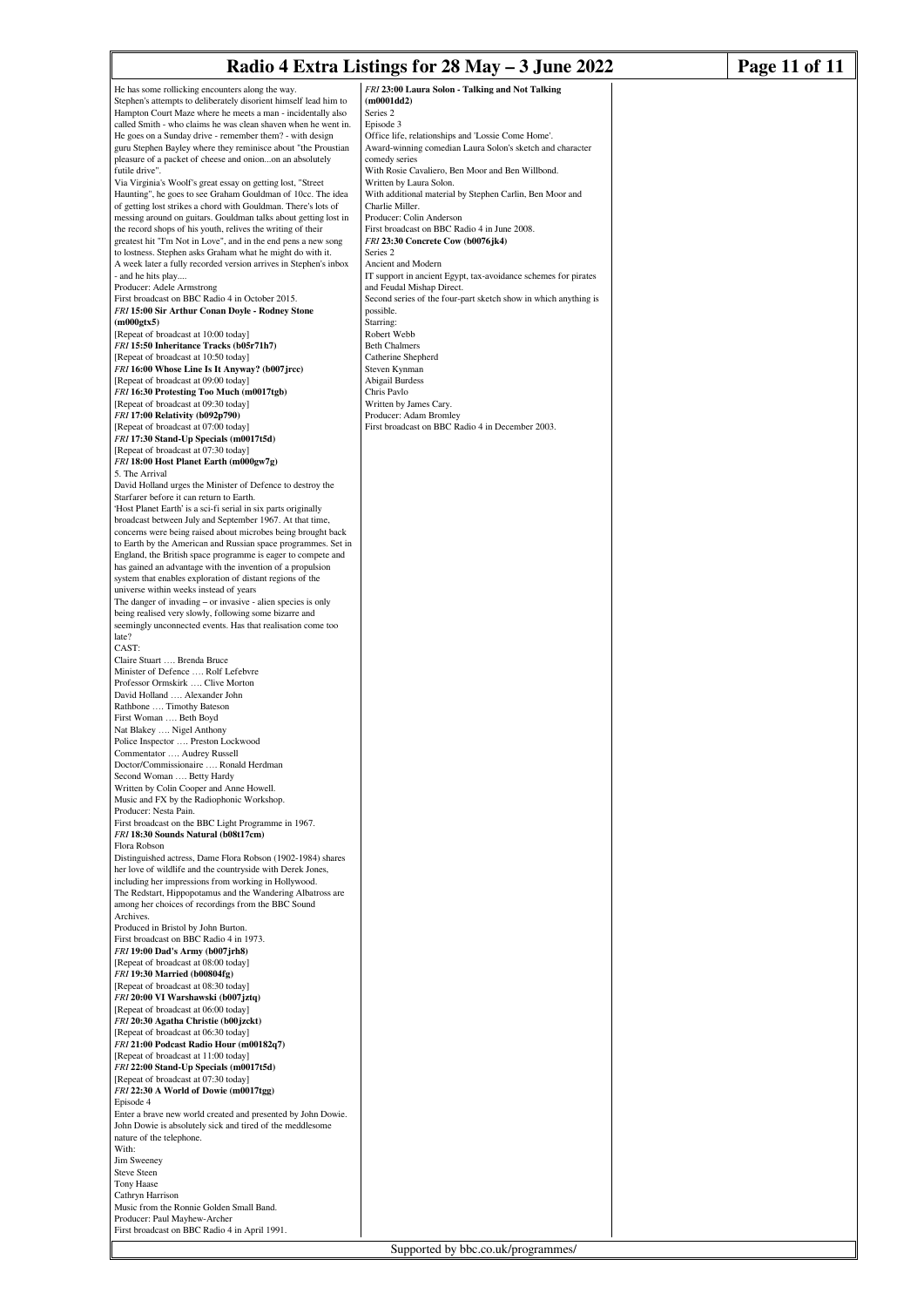He has some rollicking encounters along the way.
Stephen's attempts to deliberately disorient himself lead him to Hampton Court Maze where he meets a man - incidentally also called Smith - who claims he was clean shaven when he went in.
He goes on a Sunday drive - remember them? - with design guru Stephen Bayley where they reminisce about "the Proustian pleasure of a packet of cheese and onion...on an absolutely futile drive".
Via Virginia's Woolf's great essay on getting lost, "Street Haunting", he goes to see Graham Gouldman of 10cc. The idea of getting lost strikes a chord with Gouldman. There's lots of messing around on guitars. Gouldman talks about getting lost in the record shops of his youth, relives the writing of their greatest hit "I'm Not in Love", and in the end pens a new song to lostness. Stephen asks Graham what he might do with it.
A week later a fully recorded version arrives in Stephen's inbox - and he hits play....
Producer: Adele Armstrong
First broadcast on BBC Radio 4 in October 2015.

***FRI* 15:00 Sir Arthur Conan Doyle - Rodney Stone (m000gtx5)**
[Repeat of broadcast at 10:00 today]

***FRI* 15:50 Inheritance Tracks (b05r71h7)**
[Repeat of broadcast at 10:50 today]

***FRI* 16:00 Whose Line Is It Anyway? (b007jrcc)**
[Repeat of broadcast at 09:00 today]

***FRI* 16:30 Protesting Too Much (m0017tgb)**
[Repeat of broadcast at 09:30 today]

***FRI* 17:00 Relativity (b092p790)**
[Repeat of broadcast at 07:00 today]

***FRI* 17:30 Stand-Up Specials (m0017t5d)**
[Repeat of broadcast at 07:30 today]

***FRI* 18:00 Host Planet Earth (m000gw7g)**
5. The Arrival
David Holland urges the Minister of Defence to destroy the Starfarer before it can return to Earth.
'Host Planet Earth' is a sci-fi serial in six parts originally broadcast between July and September 1967. At that time, concerns were being raised about microbes being brought back to Earth by the American and Russian space programmes. Set in England, the British space programme is eager to compete and has gained an advantage with the invention of a propulsion system that enables exploration of distant regions of the universe within weeks instead of years
The danger of invading – or invasive - alien species is only being realised very slowly, following some bizarre and seemingly unconnected events. Has that realisation come too late?
CAST:
Claire Stuart …. Brenda Bruce
Minister of Defence …. Rolf Lefebvre
Professor Ormskirk …. Clive Morton
David Holland …. Alexander John
Rathbone …. Timothy Bateson
First Woman …. Beth Boyd
Nat Blakey …. Nigel Anthony
Police Inspector …. Preston Lockwood
Commentator …. Audrey Russell
Doctor/Commissionaire …. Ronald Herdman
Second Woman …. Betty Hardy
Written by Colin Cooper and Anne Howell.
Music and FX by the Radiophonic Workshop.
Producer: Nesta Pain.
First broadcast on the BBC Light Programme in 1967.

***FRI* 18:30 Sounds Natural (b08t17cm)**
Flora Robson
Distinguished actress, Dame Flora Robson (1902-1984) shares her love of wildlife and the countryside with Derek Jones, including her impressions from working in Hollywood.
The Redstart, Hippopotamus and the Wandering Albatross are among her choices of recordings from the BBC Sound Archives.
Produced in Bristol by John Burton.
First broadcast on BBC Radio 4 in 1973.

***FRI* 19:00 Dad's Army (b007jrh8)**
[Repeat of broadcast at 08:00 today]

***FRI* 19:30 Married (b00804fg)**
[Repeat of broadcast at 08:30 today]

***FRI* 20:00 VI Warshawski (b007jztq)**
[Repeat of broadcast at 06:00 today]

***FRI* 20:30 Agatha Christie (b00jzckt)**
[Repeat of broadcast at 06:30 today]

***FRI* 21:00 Podcast Radio Hour (m00182q7)**
[Repeat of broadcast at 11:00 today]

***FRI* 22:00 Stand-Up Specials (m0017t5d)**
[Repeat of broadcast at 07:30 today]

***FRI* 22:30 A World of Dowie (m0017tgg)**
Episode 4
Enter a brave new world created and presented by John Dowie.
John Dowie is absolutely sick and tired of the meddlesome nature of the telephone.
With:
Jim Sweeney
Steve Steen
Tony Haase
Cathryn Harrison
Music from the Ronnie Golden Small Band.
Producer: Paul Mayhew-Archer
First broadcast on BBC Radio 4 in April 1991.

***FRI* 23:00 Laura Solon - Talking and Not Talking (m0001dd2)**
Series 2
Episode 3
Office life, relationships and 'Lossie Come Home'.
Award-winning comedian Laura Solon's sketch and character comedy series
With Rosie Cavaliero, Ben Moor and Ben Willbond.
Written by Laura Solon.
With additional material by Stephen Carlin, Ben Moor and Charlie Miller.
Producer: Colin Anderson
First broadcast on BBC Radio 4 in June 2008.

***FRI* 23:30 Concrete Cow (b0076jk4)**
Series 2
Ancient and Modern
IT support in ancient Egypt, tax-avoidance schemes for pirates and Feudal Mishap Direct.
Second series of the four-part sketch show in which anything is possible.
Starring:
Robert Webb
Beth Chalmers
Catherine Shepherd
Steven Kynman
Abigail Burdess
Chris Pavlo
Written by James Cary.
Producer: Adam Bromley
First broadcast on BBC Radio 4 in December 2003.